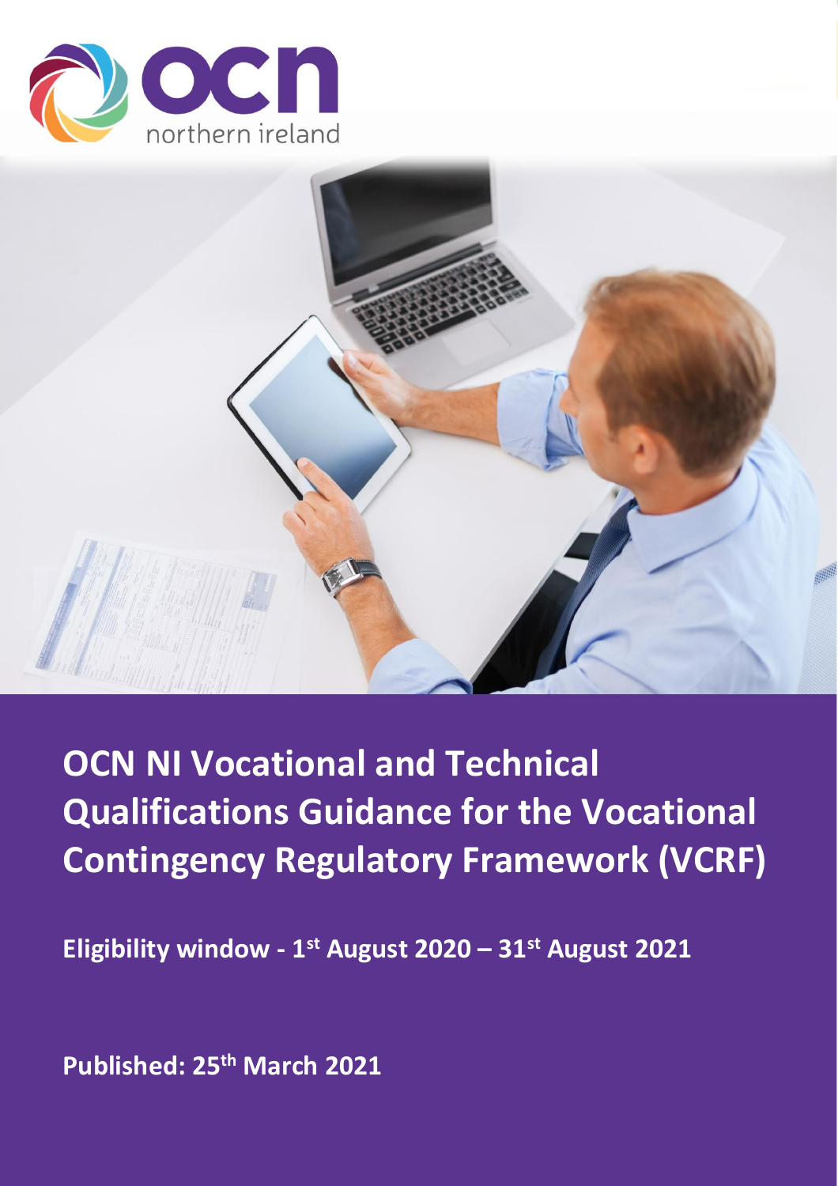ocn northern ireland

# OCN NI Vocational and Technical Qualifications Guidance for the Vocational Contingency Regulatory Framework (VCRF)

**Eligibility window - 1st August 2020 – 31st August 2021**

**Published: 25th March 2021**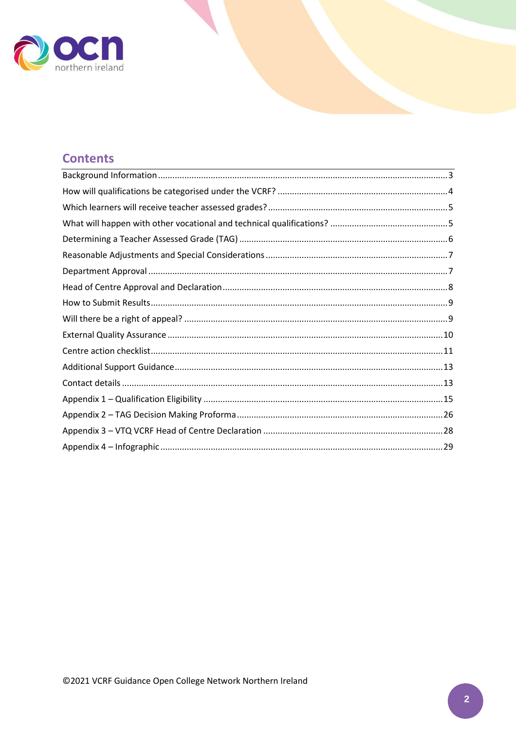## Contents

| | |
|---|---|
| Background Information | 3 |
| How will qualifications be categorised under the VCRF? | 4 |
| Which learners will receive teacher assessed grades? | 5 |
| What will happen with other vocational and technical qualifications? | 5 |
| Determining a Teacher Assessed Grade (TAG) | 6 |
| Reasonable Adjustments and Special Considerations | 7 |
| Department Approval | 7 |
| Head of Centre Approval and Declaration | 8 |
| How to Submit Results | 9 |
| Will there be a right of appeal? | 9 |
| External Quality Assurance | 10 |
| Centre action checklist | 11 |
| Additional Support Guidance | 13 |
| Contact details | 13 |
| Appendix 1 – Qualification Eligibility | 15 |
| Appendix 2 – TAG Decision Making Proforma | 26 |
| Appendix 3 – VTQ VCRF Head of Centre Declaration | 28 |
| Appendix 4 – Infographic | 29 |

©2021 VCRF Guidance Open College Network Northern Ireland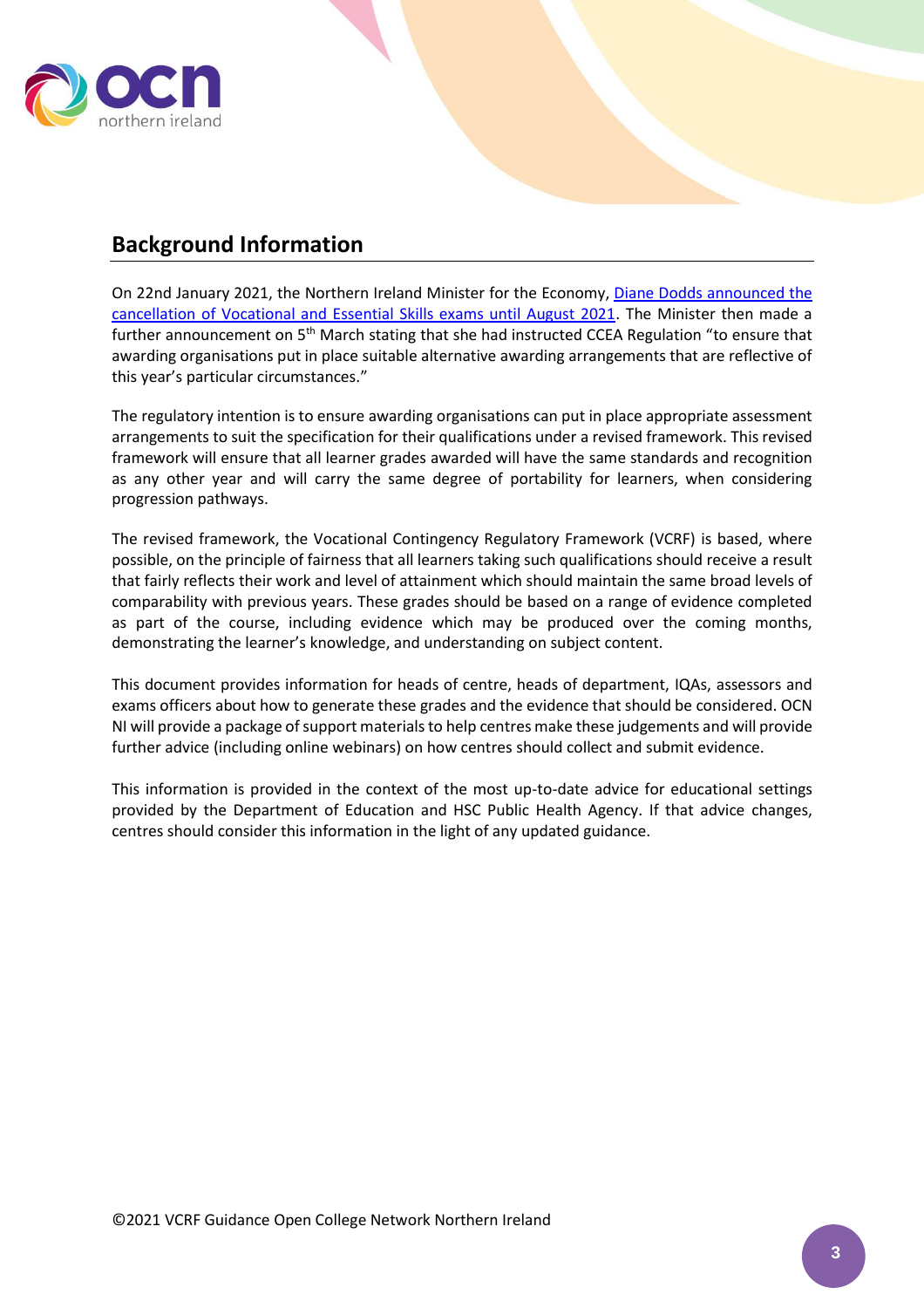## Background Information

On 22nd January 2021, the Northern Ireland Minister for the Economy, Diane Dodds announced the cancellation of Vocational and Essential Skills exams until August 2021. The Minister then made a further announcement on 5th March stating that she had instructed CCEA Regulation "to ensure that awarding organisations put in place suitable alternative awarding arrangements that are reflective of this year's particular circumstances."

The regulatory intention is to ensure awarding organisations can put in place appropriate assessment arrangements to suit the specification for their qualifications under a revised framework. This revised framework will ensure that all learner grades awarded will have the same standards and recognition as any other year and will carry the same degree of portability for learners, when considering progression pathways.

The revised framework, the Vocational Contingency Regulatory Framework (VCRF) is based, where possible, on the principle of fairness that all learners taking such qualifications should receive a result that fairly reflects their work and level of attainment which should maintain the same broad levels of comparability with previous years. These grades should be based on a range of evidence completed as part of the course, including evidence which may be produced over the coming months, demonstrating the learner's knowledge, and understanding on subject content.

This document provides information for heads of centre, heads of department, IQAs, assessors and exams officers about how to generate these grades and the evidence that should be considered. OCN NI will provide a package of support materials to help centres make these judgements and will provide further advice (including online webinars) on how centres should collect and submit evidence.

This information is provided in the context of the most up-to-date advice for educational settings provided by the Department of Education and HSC Public Health Agency. If that advice changes, centres should consider this information in the light of any updated guidance.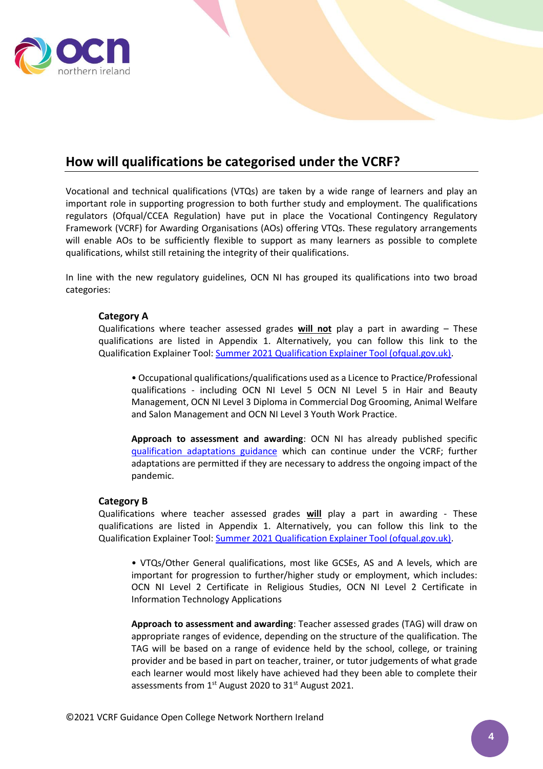## How will qualifications be categorised under the VCRF?

Vocational and technical qualifications (VTQs) are taken by a wide range of learners and play an important role in supporting progression to both further study and employment. The qualifications regulators (Ofqual/CCEA Regulation) have put in place the Vocational Contingency Regulatory Framework (VCRF) for Awarding Organisations (AOs) offering VTQs. These regulatory arrangements will enable AOs to be sufficiently flexible to support as many learners as possible to complete qualifications, whilst still retaining the integrity of their qualifications.

In line with the new regulatory guidelines, OCN NI has grouped its qualifications into two broad categories:

**Category A**

Qualifications where teacher assessed grades **will not** play a part in awarding – These qualifications are listed in Appendix 1. Alternatively, you can follow this link to the Qualification Explainer Tool: [Summer 2021 Qualification Explainer Tool (ofqual.gov.uk)](#).

- Occupational qualifications/qualifications used as a Licence to Practice/Professional qualifications - including OCN NI Level 5 OCN NI Level 5 in Hair and Beauty Management, OCN NI Level 3 Diploma in Commercial Dog Grooming, Animal Welfare and Salon Management and OCN NI Level 3 Youth Work Practice.

**Approach to assessment and awarding**: OCN NI has already published specific [qualification adaptations guidance](#) which can continue under the VCRF; further adaptations are permitted if they are necessary to address the ongoing impact of the pandemic.

**Category B**

Qualifications where teacher assessed grades **will** play a part in awarding - These qualifications are listed in Appendix 1. Alternatively, you can follow this link to the Qualification Explainer Tool: [Summer 2021 Qualification Explainer Tool (ofqual.gov.uk)](#).

- VTQs/Other General qualifications, most like GCSEs, AS and A levels, which are important for progression to further/higher study or employment, which includes: OCN NI Level 2 Certificate in Religious Studies, OCN NI Level 2 Certificate in Information Technology Applications

**Approach to assessment and awarding**: Teacher assessed grades (TAG) will draw on appropriate ranges of evidence, depending on the structure of the qualification. The TAG will be based on a range of evidence held by the school, college, or training provider and be based in part on teacher, trainer, or tutor judgements of what grade each learner would most likely have achieved had they been able to complete their assessments from 1st August 2020 to 31st August 2021.

©2021 VCRF Guidance Open College Network Northern Ireland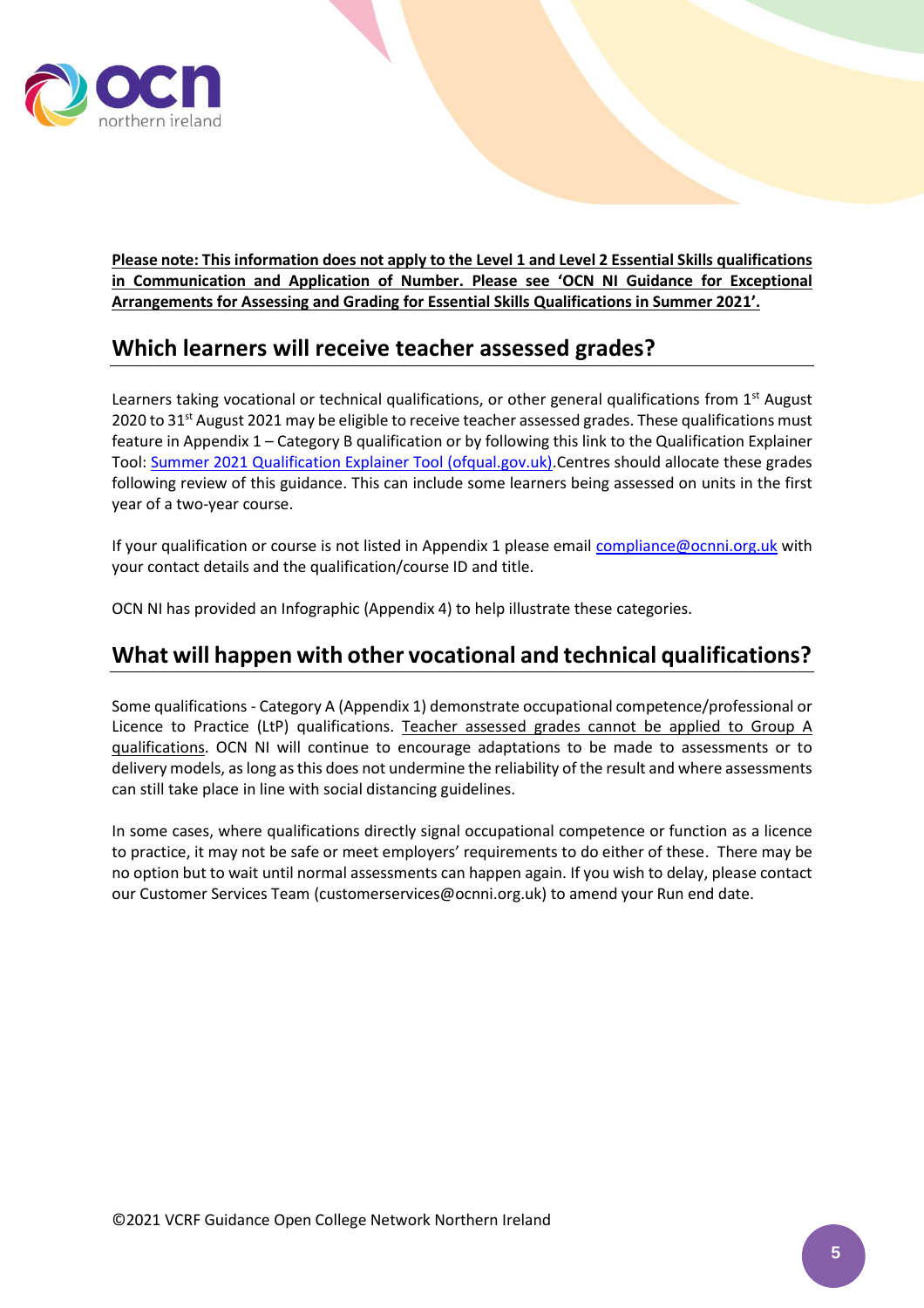**Please note: This information does not apply to the Level 1 and Level 2 Essential Skills qualifications in Communication and Application of Number. Please see 'OCN NI Guidance for Exceptional Arrangements for Assessing and Grading for Essential Skills Qualifications in Summer 2021'.**

## Which learners will receive teacher assessed grades?

Learners taking vocational or technical qualifications, or other general qualifications from 1st August 2020 to 31st August 2021 may be eligible to receive teacher assessed grades. These qualifications must feature in Appendix 1 – Category B qualification or by following this link to the Qualification Explainer Tool: [Summer 2021 Qualification Explainer Tool (ofqual.gov.uk)](https://ofqual.gov.uk).Centres should allocate these grades following review of this guidance. This can include some learners being assessed on units in the first year of a two-year course.

If your qualification or course is not listed in Appendix 1 please email [compliance@ocnni.org.uk](mailto:compliance@ocnni.org.uk) with your contact details and the qualification/course ID and title.

OCN NI has provided an Infographic (Appendix 4) to help illustrate these categories.

## What will happen with other vocational and technical qualifications?

Some qualifications - Category A (Appendix 1) demonstrate occupational competence/professional or Licence to Practice (LtP) qualifications. Teacher assessed grades cannot be applied to Group A qualifications. OCN NI will continue to encourage adaptations to be made to assessments or to delivery models, as long as this does not undermine the reliability of the result and where assessments can still take place in line with social distancing guidelines.

In some cases, where qualifications directly signal occupational competence or function as a licence to practice, it may not be safe or meet employers' requirements to do either of these. There may be no option but to wait until normal assessments can happen again. If you wish to delay, please contact our Customer Services Team (customerservices@ocnni.org.uk) to amend your Run end date.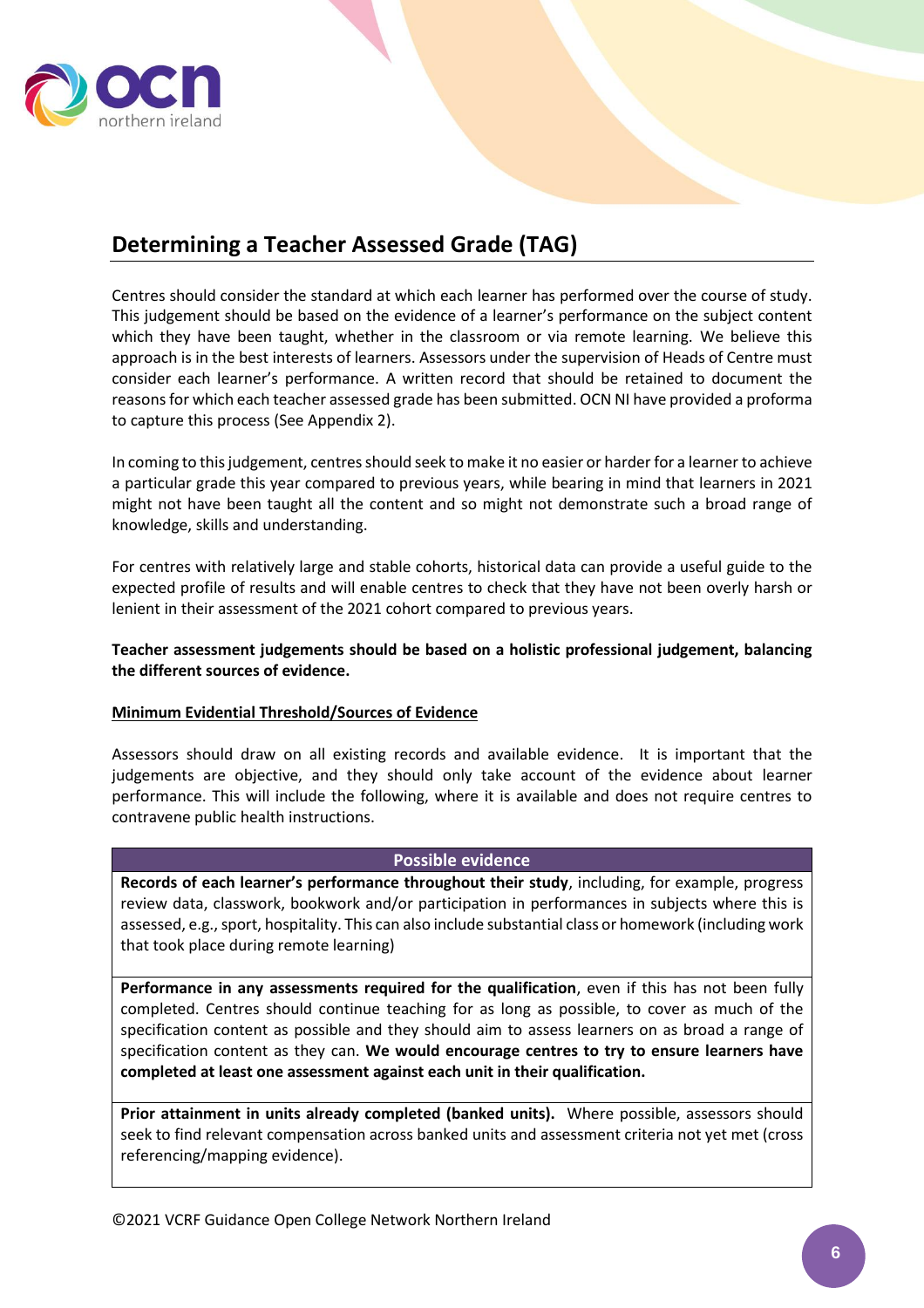## Determining a Teacher Assessed Grade (TAG)

Centres should consider the standard at which each learner has performed over the course of study. This judgement should be based on the evidence of a learner's performance on the subject content which they have been taught, whether in the classroom or via remote learning. We believe this approach is in the best interests of learners. Assessors under the supervision of Heads of Centre must consider each learner's performance. A written record that should be retained to document the reasons for which each teacher assessed grade has been submitted. OCN NI have provided a proforma to capture this process (See Appendix 2).

In coming to this judgement, centres should seek to make it no easier or harder for a learner to achieve a particular grade this year compared to previous years, while bearing in mind that learners in 2021 might not have been taught all the content and so might not demonstrate such a broad range of knowledge, skills and understanding.

For centres with relatively large and stable cohorts, historical data can provide a useful guide to the expected profile of results and will enable centres to check that they have not been overly harsh or lenient in their assessment of the 2021 cohort compared to previous years.

**Teacher assessment judgements should be based on a holistic professional judgement, balancing the different sources of evidence.**

**Minimum Evidential Threshold/Sources of Evidence**

Assessors should draw on all existing records and available evidence. It is important that the judgements are objective, and they should only take account of the evidence about learner performance. This will include the following, where it is available and does not require centres to contravene public health instructions.

| Possible evidence |
| --- |
| **Records of each learner's performance throughout their study**, including, for example, progress review data, classwork, bookwork and/or participation in performances in subjects where this is assessed, e.g., sport, hospitality. This can also include substantial class or homework (including work that took place during remote learning) |
| **Performance in any assessments required for the qualification**, even if this has not been fully completed. Centres should continue teaching for as long as possible, to cover as much of the specification content as possible and they should aim to assess learners on as broad a range of specification content as they can. **We would encourage centres to try to ensure learners have completed at least one assessment against each unit in their qualification.** |
| **Prior attainment in units already completed (banked units).** Where possible, assessors should seek to find relevant compensation across banked units and assessment criteria not yet met (cross referencing/mapping evidence). |

©2021 VCRF Guidance Open College Network Northern Ireland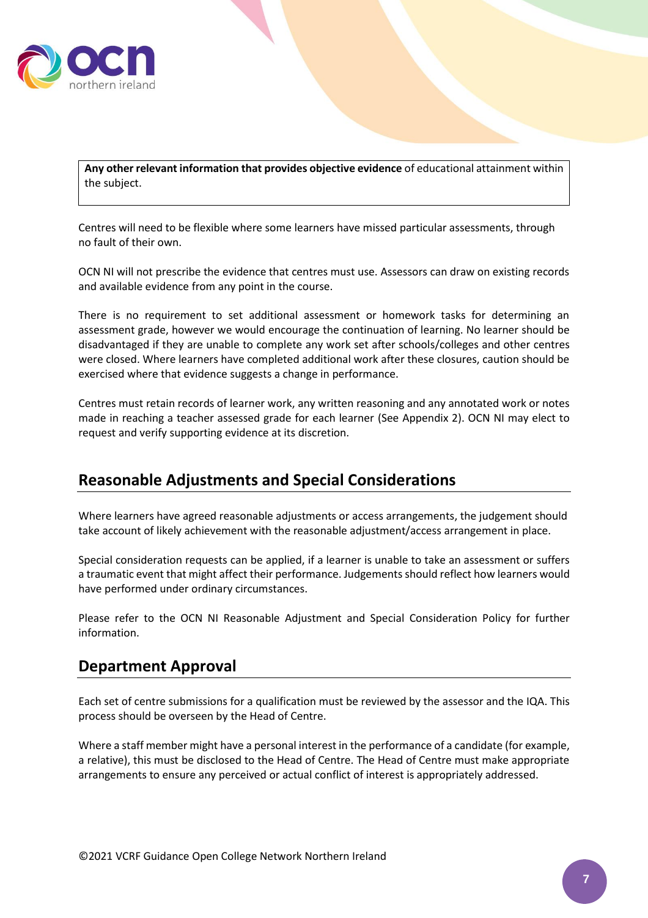| **Any other relevant information that provides objective evidence** of educational attainment within the subject. |
|---|

Centres will need to be flexible where some learners have missed particular assessments, through no fault of their own.

OCN NI will not prescribe the evidence that centres must use. Assessors can draw on existing records and available evidence from any point in the course.

There is no requirement to set additional assessment or homework tasks for determining an assessment grade, however we would encourage the continuation of learning. No learner should be disadvantaged if they are unable to complete any work set after schools/colleges and other centres were closed. Where learners have completed additional work after these closures, caution should be exercised where that evidence suggests a change in performance.

Centres must retain records of learner work, any written reasoning and any annotated work or notes made in reaching a teacher assessed grade for each learner (See Appendix 2). OCN NI may elect to request and verify supporting evidence at its discretion.

## Reasonable Adjustments and Special Considerations

Where learners have agreed reasonable adjustments or access arrangements, the judgement should take account of likely achievement with the reasonable adjustment/access arrangement in place.

Special consideration requests can be applied, if a learner is unable to take an assessment or suffers a traumatic event that might affect their performance. Judgements should reflect how learners would have performed under ordinary circumstances.

Please refer to the OCN NI Reasonable Adjustment and Special Consideration Policy for further information.

## Department Approval

Each set of centre submissions for a qualification must be reviewed by the assessor and the IQA. This process should be overseen by the Head of Centre.

Where a staff member might have a personal interest in the performance of a candidate (for example, a relative), this must be disclosed to the Head of Centre. The Head of Centre must make appropriate arrangements to ensure any perceived or actual conflict of interest is appropriately addressed.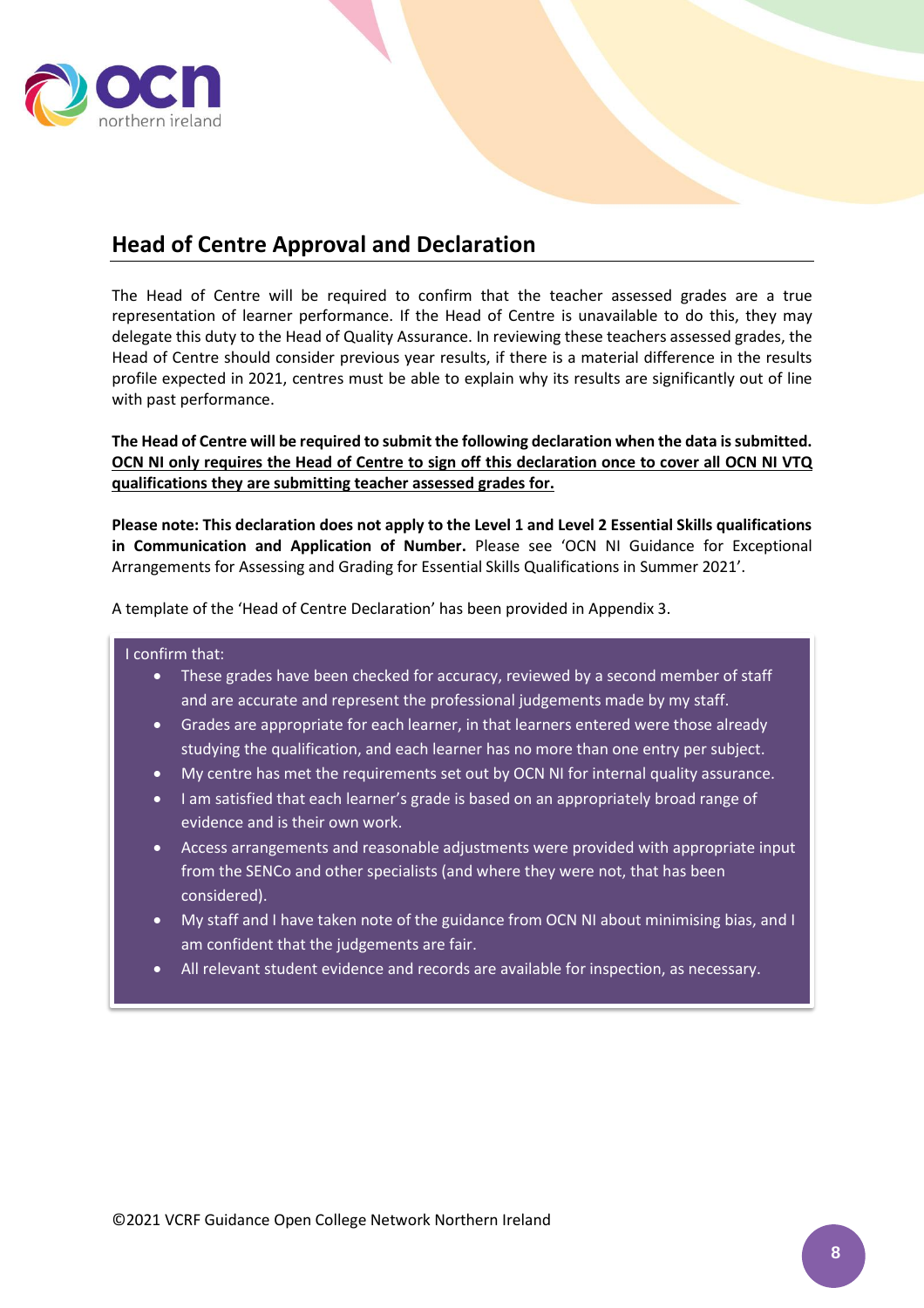## Head of Centre Approval and Declaration

The Head of Centre will be required to confirm that the teacher assessed grades are a true representation of learner performance. If the Head of Centre is unavailable to do this, they may delegate this duty to the Head of Quality Assurance. In reviewing these teachers assessed grades, the Head of Centre should consider previous year results, if there is a material difference in the results profile expected in 2021, centres must be able to explain why its results are significantly out of line with past performance.

**The Head of Centre will be required to submit the following declaration when the data is submitted. <u>OCN NI only requires the Head of Centre to sign off this declaration once to cover all OCN NI VTQ qualifications they are submitting teacher assessed grades for.</u>**

**Please note: This declaration does not apply to the Level 1 and Level 2 Essential Skills qualifications in Communication and Application of Number.** Please see 'OCN NI Guidance for Exceptional Arrangements for Assessing and Grading for Essential Skills Qualifications in Summer 2021'.

A template of the 'Head of Centre Declaration' has been provided in Appendix 3.

I confirm that:

- These grades have been checked for accuracy, reviewed by a second member of staff and are accurate and represent the professional judgements made by my staff.
- Grades are appropriate for each learner, in that learners entered were those already studying the qualification, and each learner has no more than one entry per subject.
- My centre has met the requirements set out by OCN NI for internal quality assurance.
- I am satisfied that each learner's grade is based on an appropriately broad range of evidence and is their own work.
- Access arrangements and reasonable adjustments were provided with appropriate input from the SENCo and other specialists (and where they were not, that has been considered).
- My staff and I have taken note of the guidance from OCN NI about minimising bias, and I am confident that the judgements are fair.
- All relevant student evidence and records are available for inspection, as necessary.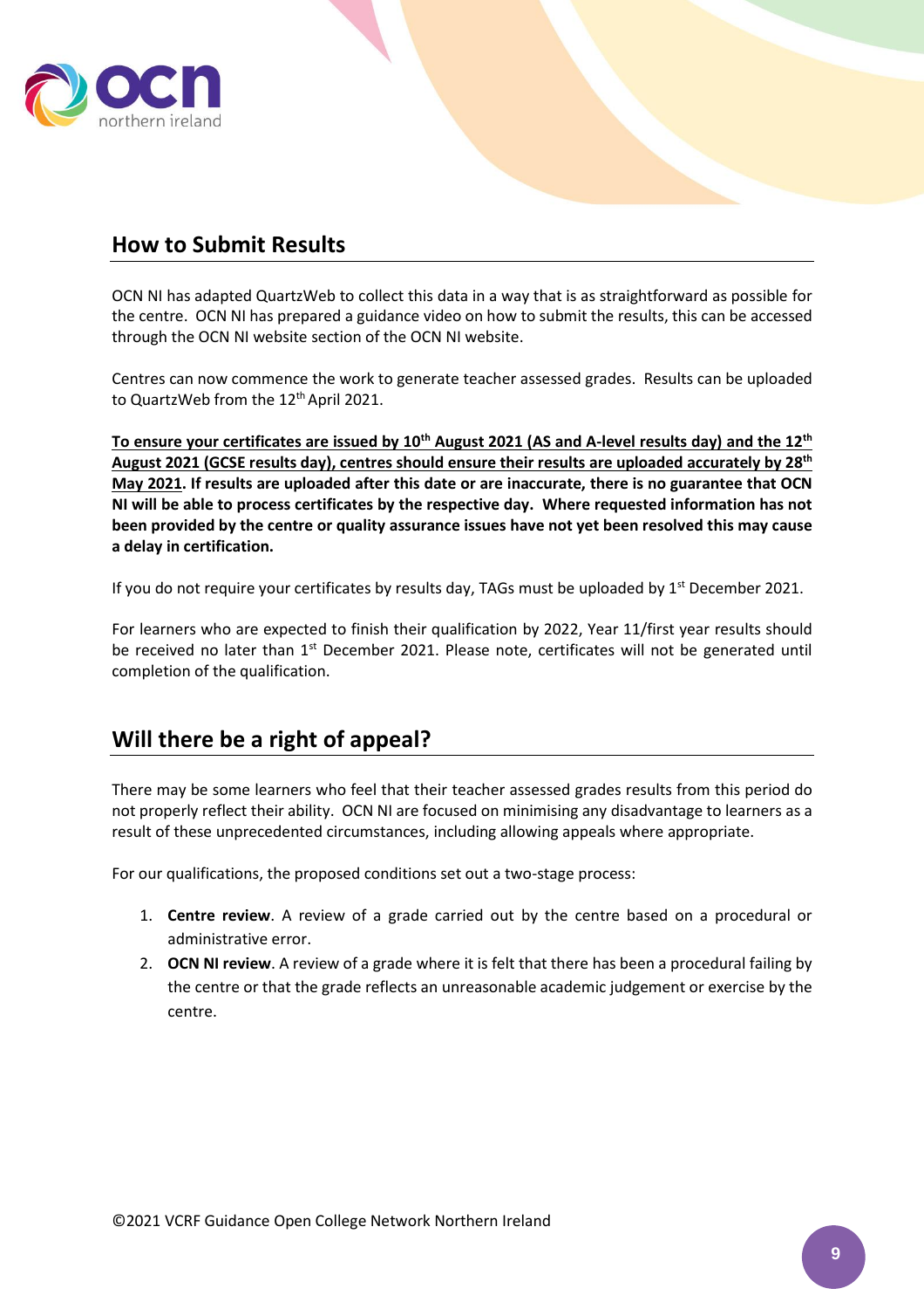## How to Submit Results

OCN NI has adapted QuartzWeb to collect this data in a way that is as straightforward as possible for the centre. OCN NI has prepared a guidance video on how to submit the results, this can be accessed through the OCN NI website section of the OCN NI website.

Centres can now commence the work to generate teacher assessed grades. Results can be uploaded to QuartzWeb from the 12th April 2021.

**<u>To ensure your certificates are issued by 10th August 2021 (AS and A-level results day) and the 12th August 2021 (GCSE results day), centres should ensure their results are uploaded accurately by 28th May 2021</u>. If results are uploaded after this date or are inaccurate, there is no guarantee that OCN NI will be able to process certificates by the respective day. Where requested information has not been provided by the centre or quality assurance issues have not yet been resolved this may cause a delay in certification.**

If you do not require your certificates by results day, TAGs must be uploaded by 1st December 2021.

For learners who are expected to finish their qualification by 2022, Year 11/first year results should be received no later than 1st December 2021. Please note, certificates will not be generated until completion of the qualification.

## Will there be a right of appeal?

There may be some learners who feel that their teacher assessed grades results from this period do not properly reflect their ability. OCN NI are focused on minimising any disadvantage to learners as a result of these unprecedented circumstances, including allowing appeals where appropriate.

For our qualifications, the proposed conditions set out a two-stage process:

1. **Centre review**. A review of a grade carried out by the centre based on a procedural or administrative error.
2. **OCN NI review**. A review of a grade where it is felt that there has been a procedural failing by the centre or that the grade reflects an unreasonable academic judgement or exercise by the centre.

©2021 VCRF Guidance Open College Network Northern Ireland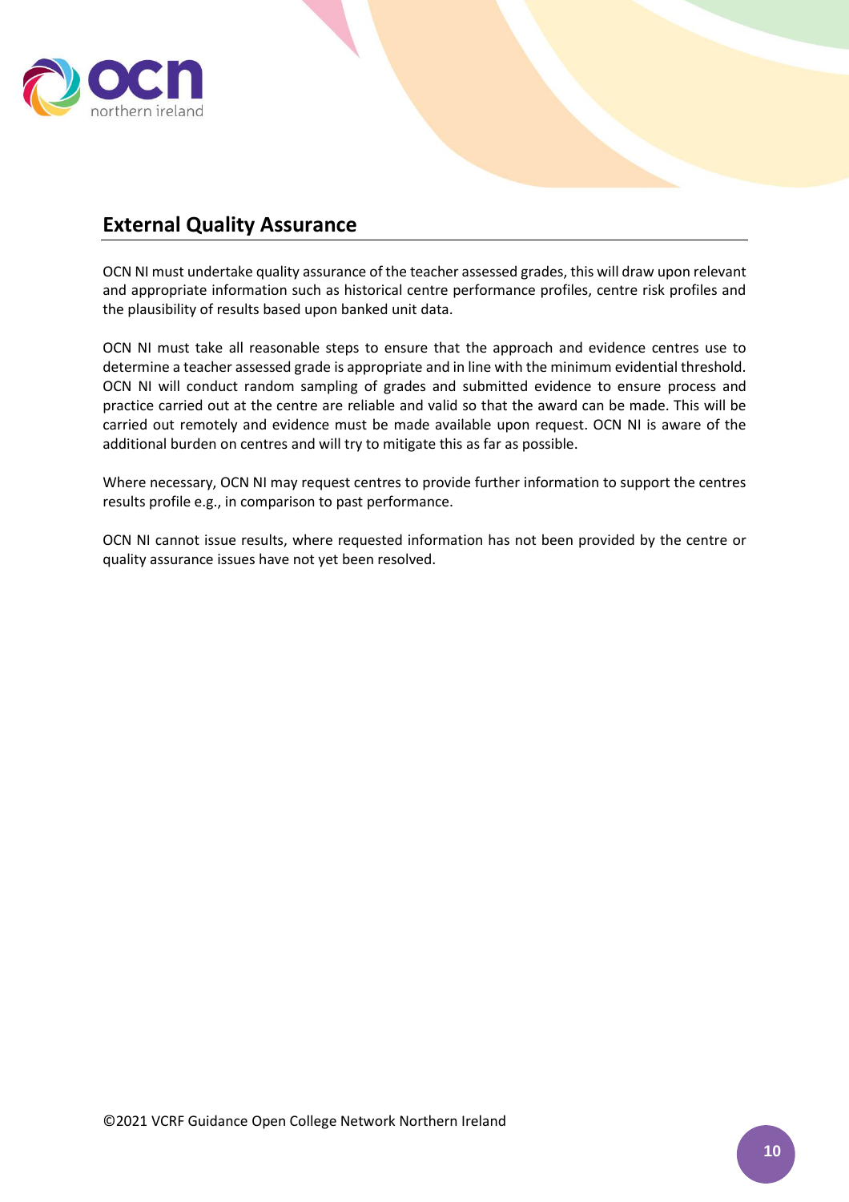## External Quality Assurance

OCN NI must undertake quality assurance of the teacher assessed grades, this will draw upon relevant and appropriate information such as historical centre performance profiles, centre risk profiles and the plausibility of results based upon banked unit data.

OCN NI must take all reasonable steps to ensure that the approach and evidence centres use to determine a teacher assessed grade is appropriate and in line with the minimum evidential threshold. OCN NI will conduct random sampling of grades and submitted evidence to ensure process and practice carried out at the centre are reliable and valid so that the award can be made. This will be carried out remotely and evidence must be made available upon request. OCN NI is aware of the additional burden on centres and will try to mitigate this as far as possible.

Where necessary, OCN NI may request centres to provide further information to support the centres results profile e.g., in comparison to past performance.

OCN NI cannot issue results, where requested information has not been provided by the centre or quality assurance issues have not yet been resolved.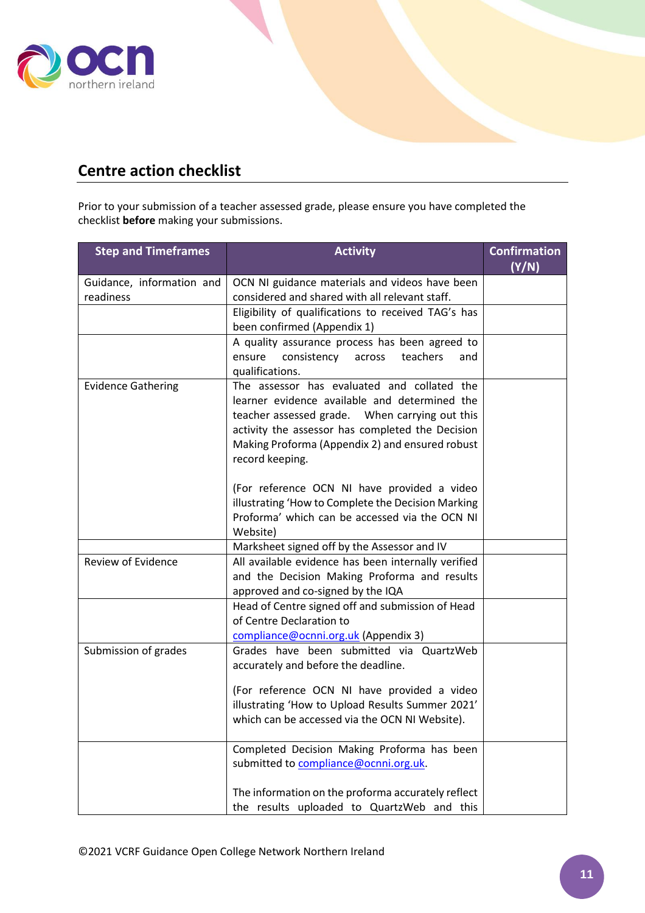## Centre action checklist

Prior to your submission of a teacher assessed grade, please ensure you have completed the checklist **before** making your submissions.

| Step and Timeframes | Activity | Confirmation (Y/N) |
|---|---|---|
| Guidance, information and readiness | OCN NI guidance materials and videos have been considered and shared with all relevant staff. | |
| | Eligibility of qualifications to received TAG's has been confirmed (Appendix 1) | |
| | A quality assurance process has been agreed to ensure consistency across teachers and qualifications. | |
| Evidence Gathering | The assessor has evaluated and collated the learner evidence available and determined the teacher assessed grade. When carrying out this activity the assessor has completed the Decision Making Proforma (Appendix 2) and ensured robust record keeping.<br><br>(For reference OCN NI have provided a video illustrating 'How to Complete the Decision Marking Proforma' which can be accessed via the OCN NI Website) | |
| | Marksheet signed off by the Assessor and IV | |
| Review of Evidence | All available evidence has been internally verified and the Decision Making Proforma and results approved and co-signed by the IQA | |
| | Head of Centre signed off and submission of Head of Centre Declaration to compliance@ocnni.org.uk (Appendix 3) | |
| Submission of grades | Grades have been submitted via QuartzWeb accurately and before the deadline.<br><br>(For reference OCN NI have provided a video illustrating 'How to Upload Results Summer 2021' which can be accessed via the OCN NI Website). | |
| | Completed Decision Making Proforma has been submitted to compliance@ocnni.org.uk.<br><br>The information on the proforma accurately reflect the results uploaded to QuartzWeb and this | |

©2021 VCRF Guidance Open College Network Northern Ireland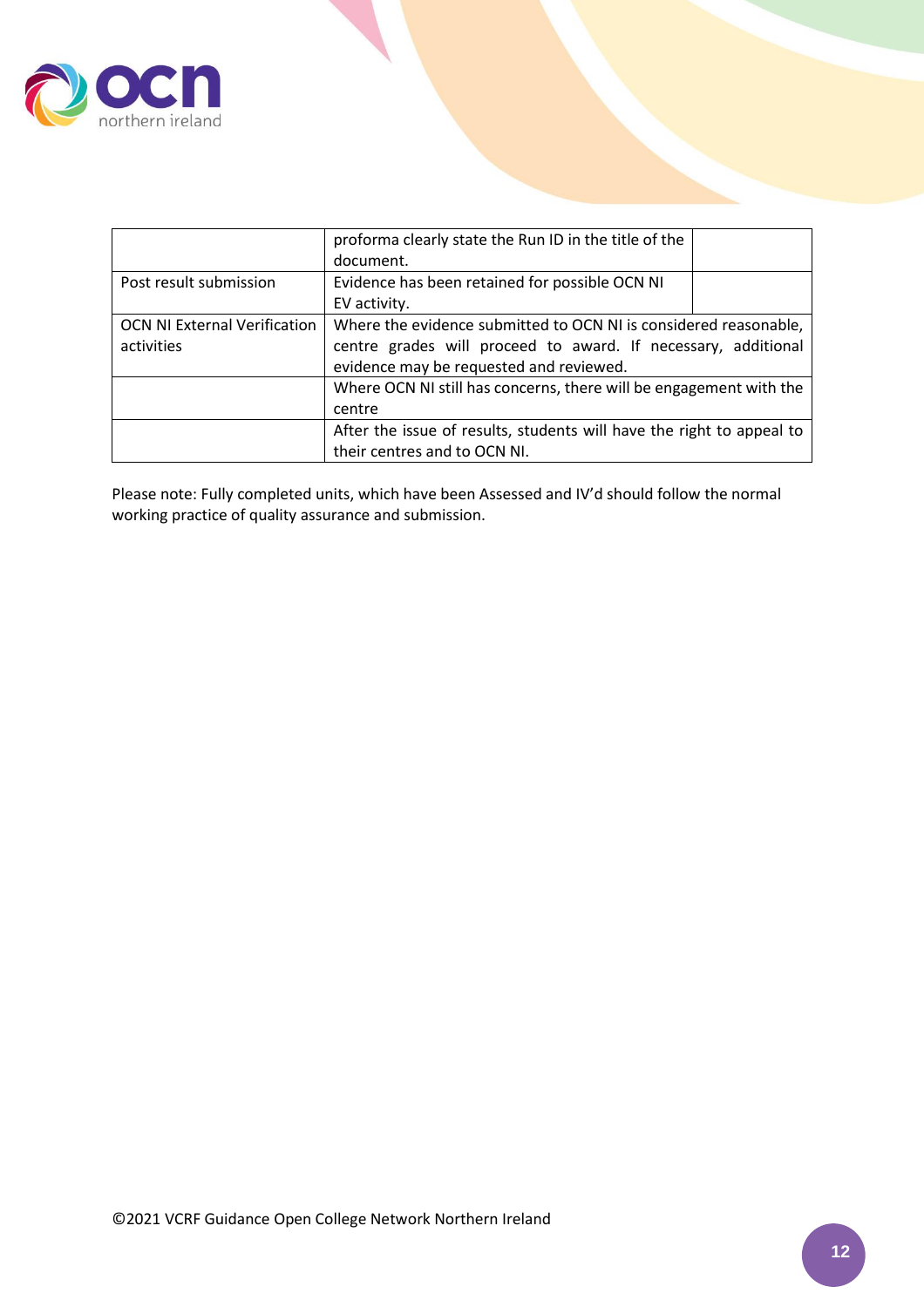| | | |
|---|---|---|
| | proforma clearly state the Run ID in the title of the document. | |
| Post result submission | Evidence has been retained for possible OCN NI EV activity. | |
| OCN NI External Verification activities | Where the evidence submitted to OCN NI is considered reasonable, centre grades will proceed to award. If necessary, additional evidence may be requested and reviewed. | |
| | Where OCN NI still has concerns, there will be engagement with the centre | |
| | After the issue of results, students will have the right to appeal to their centres and to OCN NI. | |

Please note: Fully completed units, which have been Assessed and IV'd should follow the normal working practice of quality assurance and submission.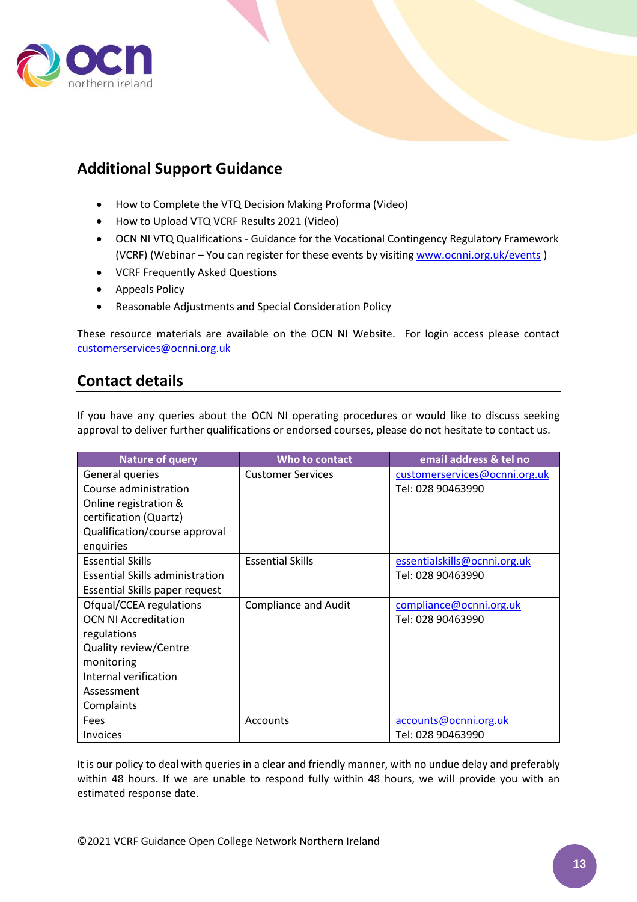## Additional Support Guidance

- How to Complete the VTQ Decision Making Proforma (Video)
- How to Upload VTQ VCRF Results 2021 (Video)
- OCN NI VTQ Qualifications - Guidance for the Vocational Contingency Regulatory Framework (VCRF) (Webinar – You can register for these events by visiting www.ocnni.org.uk/events )
- VCRF Frequently Asked Questions
- Appeals Policy
- Reasonable Adjustments and Special Consideration Policy

These resource materials are available on the OCN NI Website. For login access please contact customerservices@ocnni.org.uk

## Contact details

If you have any queries about the OCN NI operating procedures or would like to discuss seeking approval to deliver further qualifications or endorsed courses, please do not hesitate to contact us.

| Nature of query | Who to contact | email address & tel no |
|---|---|---|
| General queries<br>Course administration<br>Online registration & certification (Quartz)<br>Qualification/course approval enquiries | Customer Services | customerservices@ocnni.org.uk<br>Tel: 028 90463990 |
| Essential Skills<br>Essential Skills administration<br>Essential Skills paper request | Essential Skills | essentialskills@ocnni.org.uk<br>Tel: 028 90463990 |
| Ofqual/CCEA regulations<br>OCN NI Accreditation regulations<br>Quality review/Centre monitoring<br>Internal verification<br>Assessment<br>Complaints | Compliance and Audit | compliance@ocnni.org.uk<br>Tel: 028 90463990 |
| Fees<br>Invoices | Accounts | accounts@ocnni.org.uk<br>Tel: 028 90463990 |

It is our policy to deal with queries in a clear and friendly manner, with no undue delay and preferably within 48 hours. If we are unable to respond fully within 48 hours, we will provide you with an estimated response date.

©2021 VCRF Guidance Open College Network Northern Ireland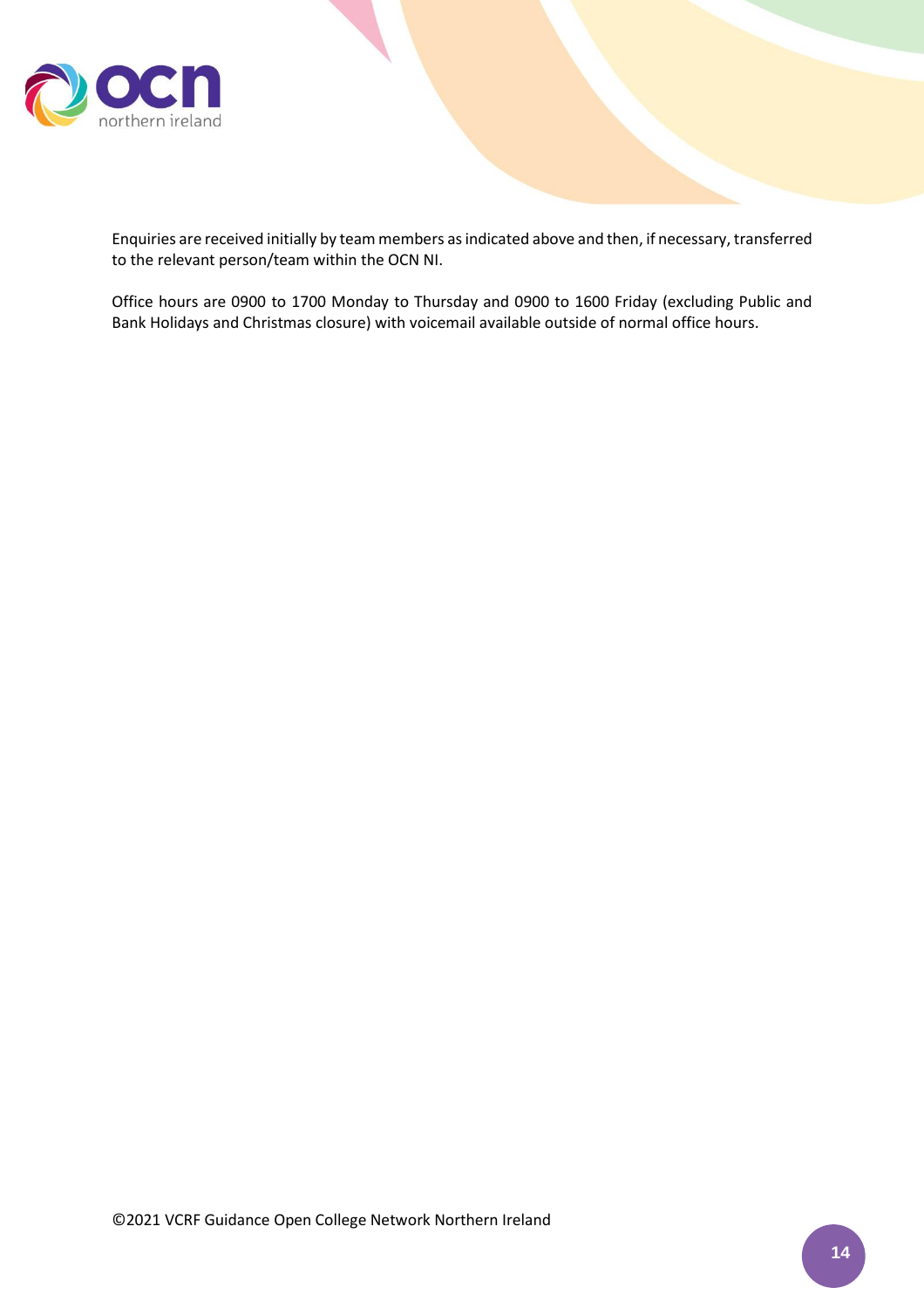Enquiries are received initially by team members as indicated above and then, if necessary, transferred to the relevant person/team within the OCN NI.

Office hours are 0900 to 1700 Monday to Thursday and 0900 to 1600 Friday (excluding Public and Bank Holidays and Christmas closure) with voicemail available outside of normal office hours.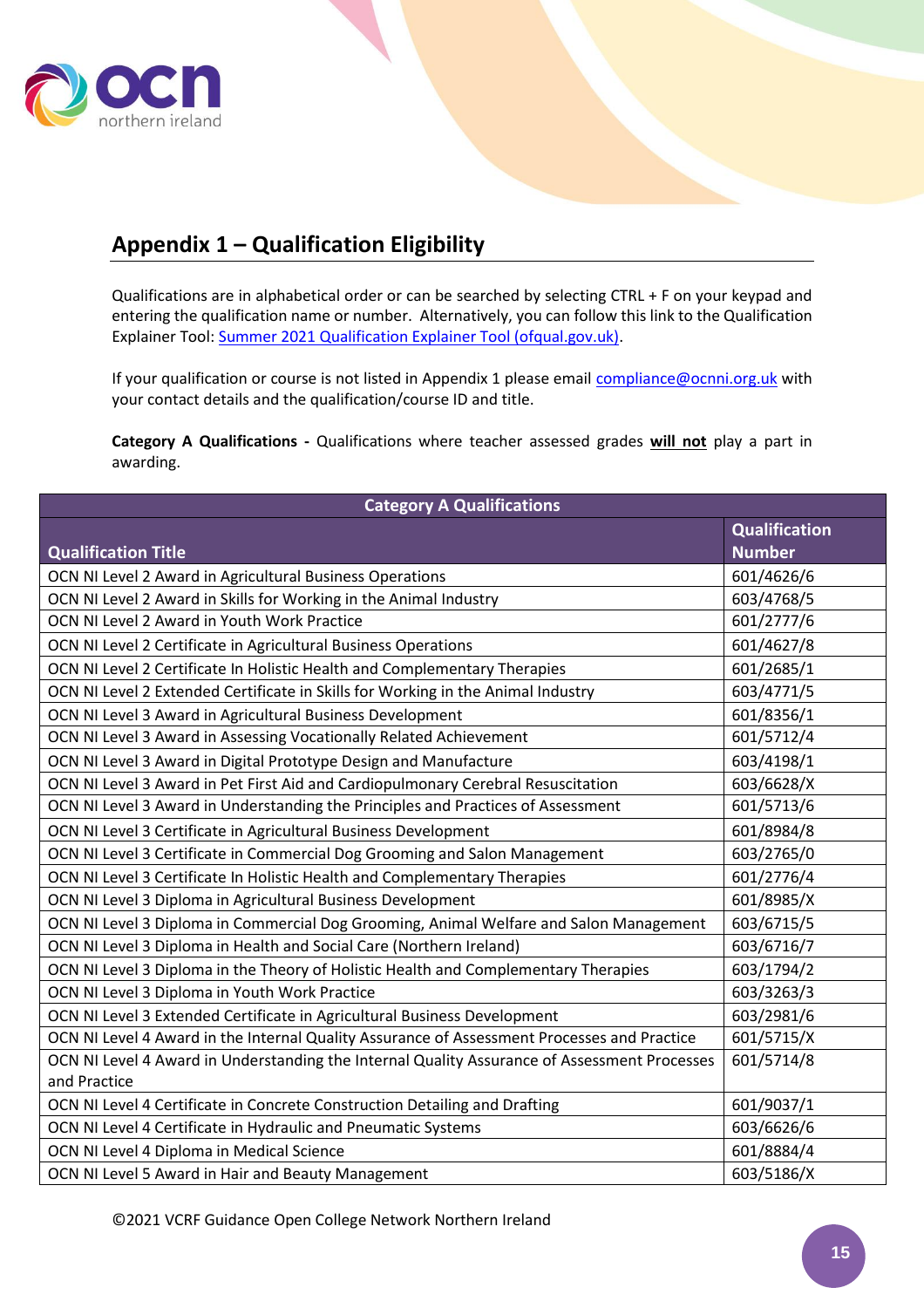## Appendix 1 – Qualification Eligibility

Qualifications are in alphabetical order or can be searched by selecting CTRL + F on your keypad and entering the qualification name or number. Alternatively, you can follow this link to the Qualification Explainer Tool: [Summer 2021 Qualification Explainer Tool (ofqual.gov.uk)](https://ofqual.gov.uk).

If your qualification or course is not listed in Appendix 1 please email [compliance@ocnni.org.uk](mailto:compliance@ocnni.org.uk) with your contact details and the qualification/course ID and title.

**Category A Qualifications -** Qualifications where teacher assessed grades **will not** play a part in awarding.

| Category A Qualifications | |
|---|---|
| **Qualification Title** | **Qualification Number** |
| OCN NI Level 2 Award in Agricultural Business Operations | 601/4626/6 |
| OCN NI Level 2 Award in Skills for Working in the Animal Industry | 603/4768/5 |
| OCN NI Level 2 Award in Youth Work Practice | 601/2777/6 |
| OCN NI Level 2 Certificate in Agricultural Business Operations | 601/4627/8 |
| OCN NI Level 2 Certificate In Holistic Health and Complementary Therapies | 601/2685/1 |
| OCN NI Level 2 Extended Certificate in Skills for Working in the Animal Industry | 603/4771/5 |
| OCN NI Level 3 Award in Agricultural Business Development | 601/8356/1 |
| OCN NI Level 3 Award in Assessing Vocationally Related Achievement | 601/5712/4 |
| OCN NI Level 3 Award in Digital Prototype Design and Manufacture | 603/4198/1 |
| OCN NI Level 3 Award in Pet First Aid and Cardiopulmonary Cerebral Resuscitation | 603/6628/X |
| OCN NI Level 3 Award in Understanding the Principles and Practices of Assessment | 601/5713/6 |
| OCN NI Level 3 Certificate in Agricultural Business Development | 601/8984/8 |
| OCN NI Level 3 Certificate in Commercial Dog Grooming and Salon Management | 603/2765/0 |
| OCN NI Level 3 Certificate In Holistic Health and Complementary Therapies | 601/2776/4 |
| OCN NI Level 3 Diploma in Agricultural Business Development | 601/8985/X |
| OCN NI Level 3 Diploma in Commercial Dog Grooming, Animal Welfare and Salon Management | 603/6715/5 |
| OCN NI Level 3 Diploma in Health and Social Care (Northern Ireland) | 603/6716/7 |
| OCN NI Level 3 Diploma in the Theory of Holistic Health and Complementary Therapies | 603/1794/2 |
| OCN NI Level 3 Diploma in Youth Work Practice | 603/3263/3 |
| OCN NI Level 3 Extended Certificate in Agricultural Business Development | 603/2981/6 |
| OCN NI Level 4 Award in the Internal Quality Assurance of Assessment Processes and Practice | 601/5715/X |
| OCN NI Level 4 Award in Understanding the Internal Quality Assurance of Assessment Processes and Practice | 601/5714/8 |
| OCN NI Level 4 Certificate in Concrete Construction Detailing and Drafting | 601/9037/1 |
| OCN NI Level 4 Certificate in Hydraulic and Pneumatic Systems | 603/6626/6 |
| OCN NI Level 4 Diploma in Medical Science | 601/8884/4 |
| OCN NI Level 5 Award in Hair and Beauty Management | 603/5186/X |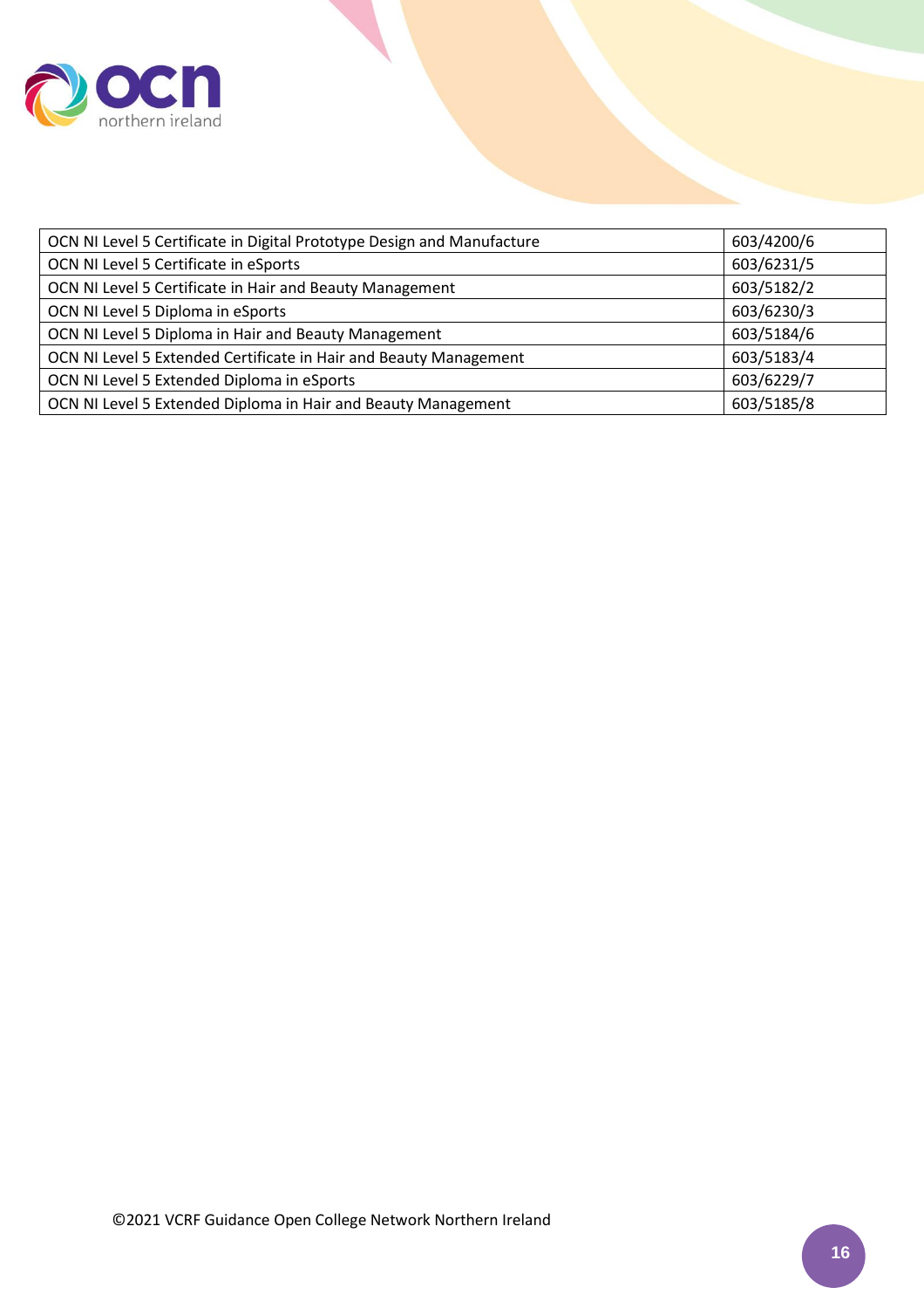| OCN NI Level 5 Certificate in Digital Prototype Design and Manufacture | 603/4200/6 |
|---|---|
| OCN NI Level 5 Certificate in eSports | 603/6231/5 |
| OCN NI Level 5 Certificate in Hair and Beauty Management | 603/5182/2 |
| OCN NI Level 5 Diploma in eSports | 603/6230/3 |
| OCN NI Level 5 Diploma in Hair and Beauty Management | 603/5184/6 |
| OCN NI Level 5 Extended Certificate in Hair and Beauty Management | 603/5183/4 |
| OCN NI Level 5 Extended Diploma in eSports | 603/6229/7 |
| OCN NI Level 5 Extended Diploma in Hair and Beauty Management | 603/5185/8 |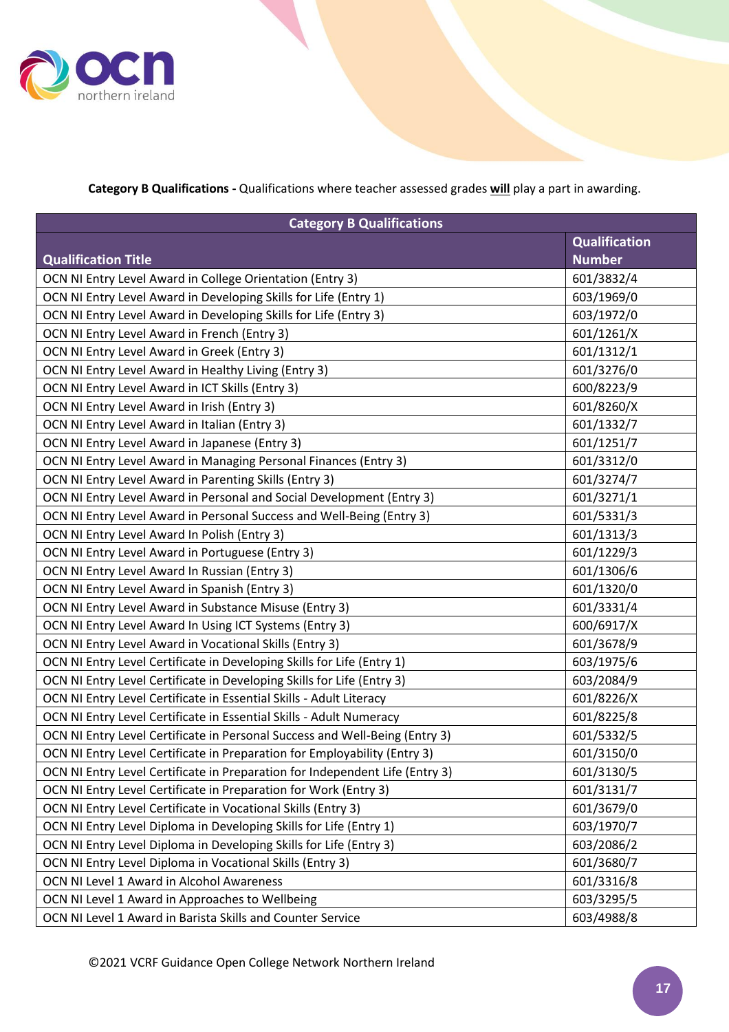**Category B Qualifications -** Qualifications where teacher assessed grades **will** play a part in awarding.

| Category B Qualifications | |
|---|---|
| **Qualification Title** | **Qualification Number** |
| OCN NI Entry Level Award in College Orientation (Entry 3) | 601/3832/4 |
| OCN NI Entry Level Award in Developing Skills for Life (Entry 1) | 603/1969/0 |
| OCN NI Entry Level Award in Developing Skills for Life (Entry 3) | 603/1972/0 |
| OCN NI Entry Level Award in French (Entry 3) | 601/1261/X |
| OCN NI Entry Level Award in Greek (Entry 3) | 601/1312/1 |
| OCN NI Entry Level Award in Healthy Living (Entry 3) | 601/3276/0 |
| OCN NI Entry Level Award in ICT Skills (Entry 3) | 600/8223/9 |
| OCN NI Entry Level Award in Irish (Entry 3) | 601/8260/X |
| OCN NI Entry Level Award in Italian (Entry 3) | 601/1332/7 |
| OCN NI Entry Level Award in Japanese (Entry 3) | 601/1251/7 |
| OCN NI Entry Level Award in Managing Personal Finances (Entry 3) | 601/3312/0 |
| OCN NI Entry Level Award in Parenting Skills (Entry 3) | 601/3274/7 |
| OCN NI Entry Level Award in Personal and Social Development (Entry 3) | 601/3271/1 |
| OCN NI Entry Level Award in Personal Success and Well-Being (Entry 3) | 601/5331/3 |
| OCN NI Entry Level Award In Polish (Entry 3) | 601/1313/3 |
| OCN NI Entry Level Award in Portuguese (Entry 3) | 601/1229/3 |
| OCN NI Entry Level Award In Russian (Entry 3) | 601/1306/6 |
| OCN NI Entry Level Award in Spanish (Entry 3) | 601/1320/0 |
| OCN NI Entry Level Award in Substance Misuse (Entry 3) | 601/3331/4 |
| OCN NI Entry Level Award In Using ICT Systems (Entry 3) | 600/6917/X |
| OCN NI Entry Level Award in Vocational Skills (Entry 3) | 601/3678/9 |
| OCN NI Entry Level Certificate in Developing Skills for Life (Entry 1) | 603/1975/6 |
| OCN NI Entry Level Certificate in Developing Skills for Life (Entry 3) | 603/2084/9 |
| OCN NI Entry Level Certificate in Essential Skills - Adult Literacy | 601/8226/X |
| OCN NI Entry Level Certificate in Essential Skills - Adult Numeracy | 601/8225/8 |
| OCN NI Entry Level Certificate in Personal Success and Well-Being (Entry 3) | 601/5332/5 |
| OCN NI Entry Level Certificate in Preparation for Employability (Entry 3) | 601/3150/0 |
| OCN NI Entry Level Certificate in Preparation for Independent Life (Entry 3) | 601/3130/5 |
| OCN NI Entry Level Certificate in Preparation for Work (Entry 3) | 601/3131/7 |
| OCN NI Entry Level Certificate in Vocational Skills (Entry 3) | 601/3679/0 |
| OCN NI Entry Level Diploma in Developing Skills for Life (Entry 1) | 603/1970/7 |
| OCN NI Entry Level Diploma in Developing Skills for Life (Entry 3) | 603/2086/2 |
| OCN NI Entry Level Diploma in Vocational Skills (Entry 3) | 601/3680/7 |
| OCN NI Level 1 Award in Alcohol Awareness | 601/3316/8 |
| OCN NI Level 1 Award in Approaches to Wellbeing | 603/3295/5 |
| OCN NI Level 1 Award in Barista Skills and Counter Service | 603/4988/8 |

©2021 VCRF Guidance Open College Network Northern Ireland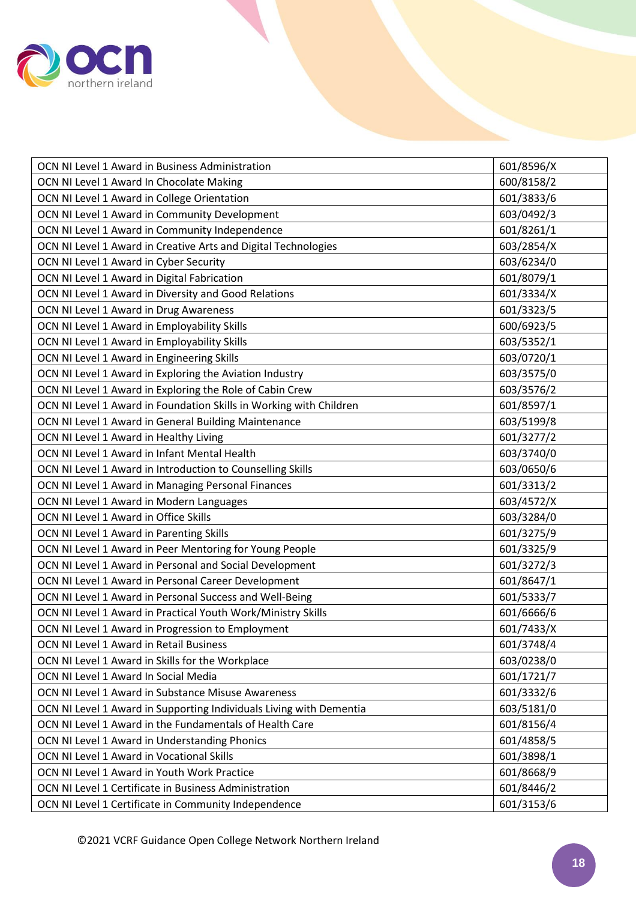| OCN NI Level 1 Award in Business Administration | 601/8596/X |
|---|---|
| OCN NI Level 1 Award In Chocolate Making | 600/8158/2 |
| OCN NI Level 1 Award in College Orientation | 601/3833/6 |
| OCN NI Level 1 Award in Community Development | 603/0492/3 |
| OCN NI Level 1 Award in Community Independence | 601/8261/1 |
| OCN NI Level 1 Award in Creative Arts and Digital Technologies | 603/2854/X |
| OCN NI Level 1 Award in Cyber Security | 603/6234/0 |
| OCN NI Level 1 Award in Digital Fabrication | 601/8079/1 |
| OCN NI Level 1 Award in Diversity and Good Relations | 601/3334/X |
| OCN NI Level 1 Award in Drug Awareness | 601/3323/5 |
| OCN NI Level 1 Award in Employability Skills | 600/6923/5 |
| OCN NI Level 1 Award in Employability Skills | 603/5352/1 |
| OCN NI Level 1 Award in Engineering Skills | 603/0720/1 |
| OCN NI Level 1 Award in Exploring the Aviation Industry | 603/3575/0 |
| OCN NI Level 1 Award in Exploring the Role of Cabin Crew | 603/3576/2 |
| OCN NI Level 1 Award in Foundation Skills in Working with Children | 601/8597/1 |
| OCN NI Level 1 Award in General Building Maintenance | 603/5199/8 |
| OCN NI Level 1 Award in Healthy Living | 601/3277/2 |
| OCN NI Level 1 Award in Infant Mental Health | 603/3740/0 |
| OCN NI Level 1 Award in Introduction to Counselling Skills | 603/0650/6 |
| OCN NI Level 1 Award in Managing Personal Finances | 601/3313/2 |
| OCN NI Level 1 Award in Modern Languages | 603/4572/X |
| OCN NI Level 1 Award in Office Skills | 603/3284/0 |
| OCN NI Level 1 Award in Parenting Skills | 601/3275/9 |
| OCN NI Level 1 Award in Peer Mentoring for Young People | 601/3325/9 |
| OCN NI Level 1 Award in Personal and Social Development | 601/3272/3 |
| OCN NI Level 1 Award in Personal Career Development | 601/8647/1 |
| OCN NI Level 1 Award in Personal Success and Well-Being | 601/5333/7 |
| OCN NI Level 1 Award in Practical Youth Work/Ministry Skills | 601/6666/6 |
| OCN NI Level 1 Award in Progression to Employment | 601/7433/X |
| OCN NI Level 1 Award in Retail Business | 601/3748/4 |
| OCN NI Level 1 Award in Skills for the Workplace | 603/0238/0 |
| OCN NI Level 1 Award In Social Media | 601/1721/7 |
| OCN NI Level 1 Award in Substance Misuse Awareness | 601/3332/6 |
| OCN NI Level 1 Award in Supporting Individuals Living with Dementia | 603/5181/0 |
| OCN NI Level 1 Award in the Fundamentals of Health Care | 601/8156/4 |
| OCN NI Level 1 Award in Understanding Phonics | 601/4858/5 |
| OCN NI Level 1 Award in Vocational Skills | 601/3898/1 |
| OCN NI Level 1 Award in Youth Work Practice | 601/8668/9 |
| OCN NI Level 1 Certificate in Business Administration | 601/8446/2 |
| OCN NI Level 1 Certificate in Community Independence | 601/3153/6 |

©2021 VCRF Guidance Open College Network Northern Ireland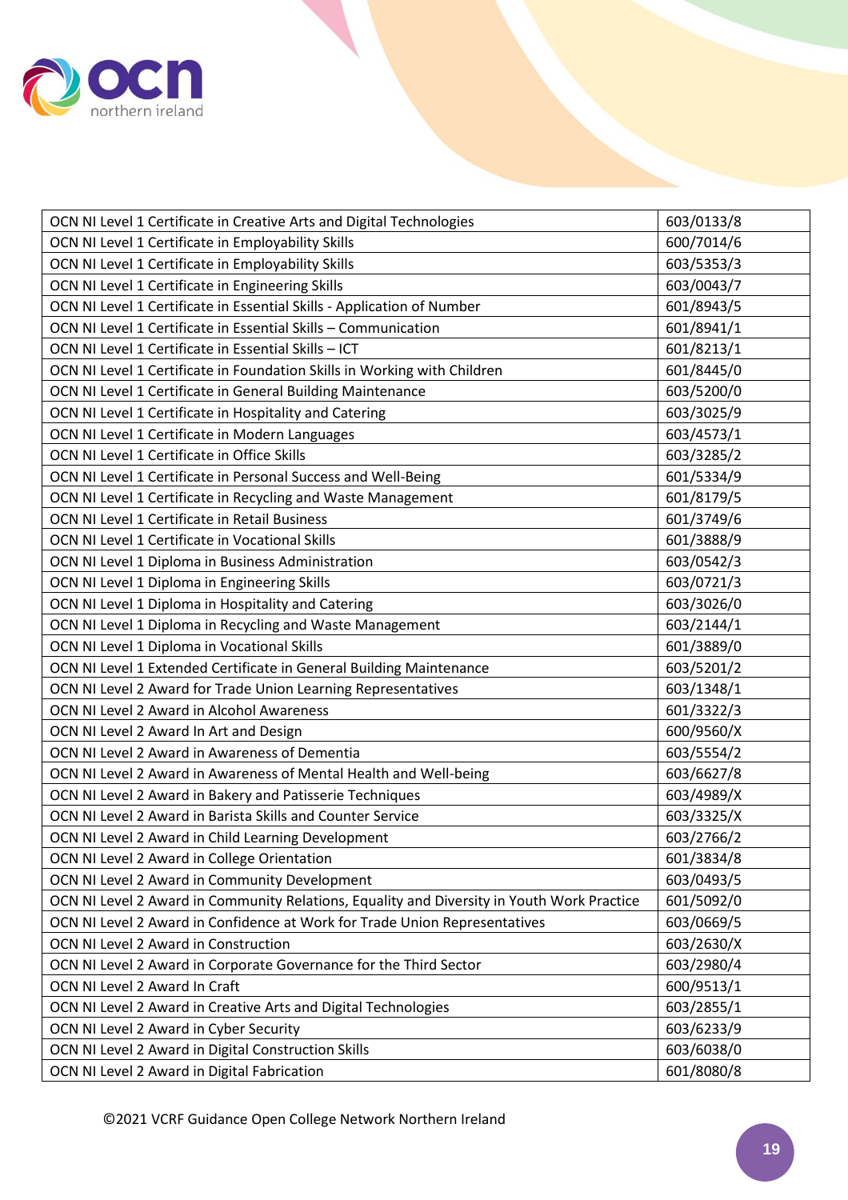| OCN NI Level 1 Certificate in Creative Arts and Digital Technologies | 603/0133/8 |
|---|---|
| OCN NI Level 1 Certificate in Employability Skills | 600/7014/6 |
| OCN NI Level 1 Certificate in Employability Skills | 603/5353/3 |
| OCN NI Level 1 Certificate in Engineering Skills | 603/0043/7 |
| OCN NI Level 1 Certificate in Essential Skills - Application of Number | 601/8943/5 |
| OCN NI Level 1 Certificate in Essential Skills – Communication | 601/8941/1 |
| OCN NI Level 1 Certificate in Essential Skills – ICT | 601/8213/1 |
| OCN NI Level 1 Certificate in Foundation Skills in Working with Children | 601/8445/0 |
| OCN NI Level 1 Certificate in General Building Maintenance | 603/5200/0 |
| OCN NI Level 1 Certificate in Hospitality and Catering | 603/3025/9 |
| OCN NI Level 1 Certificate in Modern Languages | 603/4573/1 |
| OCN NI Level 1 Certificate in Office Skills | 603/3285/2 |
| OCN NI Level 1 Certificate in Personal Success and Well-Being | 601/5334/9 |
| OCN NI Level 1 Certificate in Recycling and Waste Management | 601/8179/5 |
| OCN NI Level 1 Certificate in Retail Business | 601/3749/6 |
| OCN NI Level 1 Certificate in Vocational Skills | 601/3888/9 |
| OCN NI Level 1 Diploma in Business Administration | 603/0542/3 |
| OCN NI Level 1 Diploma in Engineering Skills | 603/0721/3 |
| OCN NI Level 1 Diploma in Hospitality and Catering | 603/3026/0 |
| OCN NI Level 1 Diploma in Recycling and Waste Management | 603/2144/1 |
| OCN NI Level 1 Diploma in Vocational Skills | 601/3889/0 |
| OCN NI Level 1 Extended Certificate in General Building Maintenance | 603/5201/2 |
| OCN NI Level 2 Award for Trade Union Learning Representatives | 603/1348/1 |
| OCN NI Level 2 Award in Alcohol Awareness | 601/3322/3 |
| OCN NI Level 2 Award In Art and Design | 600/9560/X |
| OCN NI Level 2 Award in Awareness of Dementia | 603/5554/2 |
| OCN NI Level 2 Award in Awareness of Mental Health and Well-being | 603/6627/8 |
| OCN NI Level 2 Award in Bakery and Patisserie Techniques | 603/4989/X |
| OCN NI Level 2 Award in Barista Skills and Counter Service | 603/3325/X |
| OCN NI Level 2 Award in Child Learning Development | 603/2766/2 |
| OCN NI Level 2 Award in College Orientation | 601/3834/8 |
| OCN NI Level 2 Award in Community Development | 603/0493/5 |
| OCN NI Level 2 Award in Community Relations, Equality and Diversity in Youth Work Practice | 601/5092/0 |
| OCN NI Level 2 Award in Confidence at Work for Trade Union Representatives | 603/0669/5 |
| OCN NI Level 2 Award in Construction | 603/2630/X |
| OCN NI Level 2 Award in Corporate Governance for the Third Sector | 603/2980/4 |
| OCN NI Level 2 Award In Craft | 600/9513/1 |
| OCN NI Level 2 Award in Creative Arts and Digital Technologies | 603/2855/1 |
| OCN NI Level 2 Award in Cyber Security | 603/6233/9 |
| OCN NI Level 2 Award in Digital Construction Skills | 603/6038/0 |
| OCN NI Level 2 Award in Digital Fabrication | 601/8080/8 |

©2021 VCRF Guidance Open College Network Northern Ireland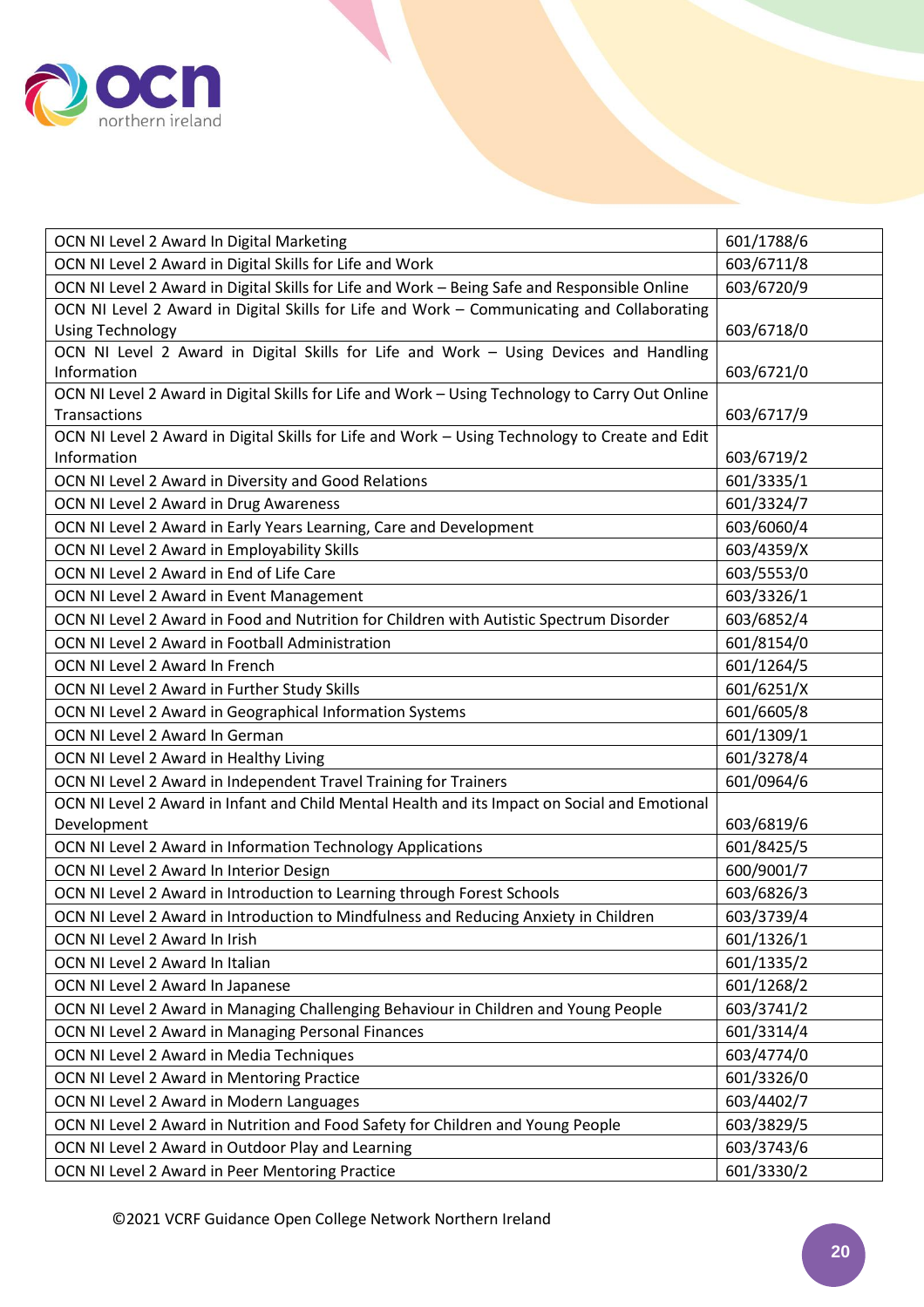| | |
|---|---|
| OCN NI Level 2 Award In Digital Marketing | 601/1788/6 |
| OCN NI Level 2 Award in Digital Skills for Life and Work | 603/6711/8 |
| OCN NI Level 2 Award in Digital Skills for Life and Work – Being Safe and Responsible Online | 603/6720/9 |
| OCN NI Level 2 Award in Digital Skills for Life and Work – Communicating and Collaborating Using Technology | 603/6718/0 |
| OCN NI Level 2 Award in Digital Skills for Life and Work – Using Devices and Handling Information | 603/6721/0 |
| OCN NI Level 2 Award in Digital Skills for Life and Work – Using Technology to Carry Out Online Transactions | 603/6717/9 |
| OCN NI Level 2 Award in Digital Skills for Life and Work – Using Technology to Create and Edit Information | 603/6719/2 |
| OCN NI Level 2 Award in Diversity and Good Relations | 601/3335/1 |
| OCN NI Level 2 Award in Drug Awareness | 601/3324/7 |
| OCN NI Level 2 Award in Early Years Learning, Care and Development | 603/6060/4 |
| OCN NI Level 2 Award in Employability Skills | 603/4359/X |
| OCN NI Level 2 Award in End of Life Care | 603/5553/0 |
| OCN NI Level 2 Award in Event Management | 603/3326/1 |
| OCN NI Level 2 Award in Food and Nutrition for Children with Autistic Spectrum Disorder | 603/6852/4 |
| OCN NI Level 2 Award in Football Administration | 601/8154/0 |
| OCN NI Level 2 Award In French | 601/1264/5 |
| OCN NI Level 2 Award in Further Study Skills | 601/6251/X |
| OCN NI Level 2 Award in Geographical Information Systems | 601/6605/8 |
| OCN NI Level 2 Award In German | 601/1309/1 |
| OCN NI Level 2 Award in Healthy Living | 601/3278/4 |
| OCN NI Level 2 Award in Independent Travel Training for Trainers | 601/0964/6 |
| OCN NI Level 2 Award in Infant and Child Mental Health and its Impact on Social and Emotional Development | 603/6819/6 |
| OCN NI Level 2 Award in Information Technology Applications | 601/8425/5 |
| OCN NI Level 2 Award In Interior Design | 600/9001/7 |
| OCN NI Level 2 Award in Introduction to Learning through Forest Schools | 603/6826/3 |
| OCN NI Level 2 Award in Introduction to Mindfulness and Reducing Anxiety in Children | 603/3739/4 |
| OCN NI Level 2 Award In Irish | 601/1326/1 |
| OCN NI Level 2 Award In Italian | 601/1335/2 |
| OCN NI Level 2 Award In Japanese | 601/1268/2 |
| OCN NI Level 2 Award in Managing Challenging Behaviour in Children and Young People | 603/3741/2 |
| OCN NI Level 2 Award in Managing Personal Finances | 601/3314/4 |
| OCN NI Level 2 Award in Media Techniques | 603/4774/0 |
| OCN NI Level 2 Award in Mentoring Practice | 601/3326/0 |
| OCN NI Level 2 Award in Modern Languages | 603/4402/7 |
| OCN NI Level 2 Award in Nutrition and Food Safety for Children and Young People | 603/3829/5 |
| OCN NI Level 2 Award in Outdoor Play and Learning | 603/3743/6 |
| OCN NI Level 2 Award in Peer Mentoring Practice | 601/3330/2 |

©2021 VCRF Guidance Open College Network Northern Ireland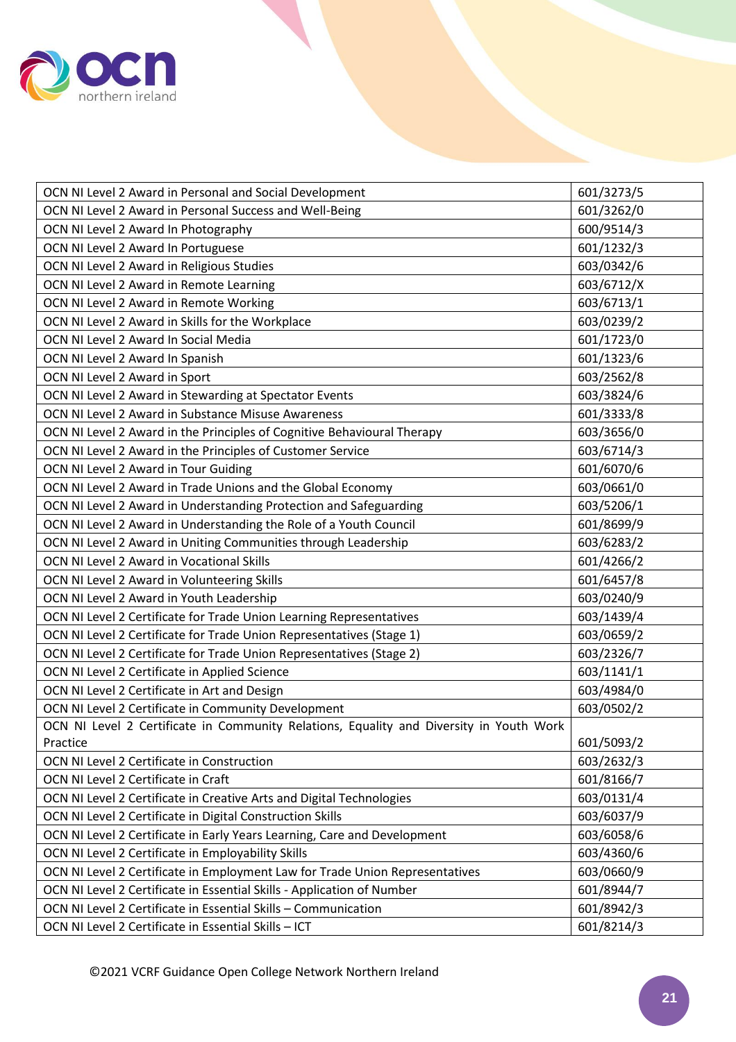| | |
|---|---|
| OCN NI Level 2 Award in Personal and Social Development | 601/3273/5 |
| OCN NI Level 2 Award in Personal Success and Well-Being | 601/3262/0 |
| OCN NI Level 2 Award In Photography | 600/9514/3 |
| OCN NI Level 2 Award In Portuguese | 601/1232/3 |
| OCN NI Level 2 Award in Religious Studies | 603/0342/6 |
| OCN NI Level 2 Award in Remote Learning | 603/6712/X |
| OCN NI Level 2 Award in Remote Working | 603/6713/1 |
| OCN NI Level 2 Award in Skills for the Workplace | 603/0239/2 |
| OCN NI Level 2 Award In Social Media | 601/1723/0 |
| OCN NI Level 2 Award In Spanish | 601/1323/6 |
| OCN NI Level 2 Award in Sport | 603/2562/8 |
| OCN NI Level 2 Award in Stewarding at Spectator Events | 603/3824/6 |
| OCN NI Level 2 Award in Substance Misuse Awareness | 601/3333/8 |
| OCN NI Level 2 Award in the Principles of Cognitive Behavioural Therapy | 603/3656/0 |
| OCN NI Level 2 Award in the Principles of Customer Service | 603/6714/3 |
| OCN NI Level 2 Award in Tour Guiding | 601/6070/6 |
| OCN NI Level 2 Award in Trade Unions and the Global Economy | 603/0661/0 |
| OCN NI Level 2 Award in Understanding Protection and Safeguarding | 603/5206/1 |
| OCN NI Level 2 Award in Understanding the Role of a Youth Council | 601/8699/9 |
| OCN NI Level 2 Award in Uniting Communities through Leadership | 603/6283/2 |
| OCN NI Level 2 Award in Vocational Skills | 601/4266/2 |
| OCN NI Level 2 Award in Volunteering Skills | 601/6457/8 |
| OCN NI Level 2 Award in Youth Leadership | 603/0240/9 |
| OCN NI Level 2 Certificate for Trade Union Learning Representatives | 603/1439/4 |
| OCN NI Level 2 Certificate for Trade Union Representatives (Stage 1) | 603/0659/2 |
| OCN NI Level 2 Certificate for Trade Union Representatives (Stage 2) | 603/2326/7 |
| OCN NI Level 2 Certificate in Applied Science | 603/1141/1 |
| OCN NI Level 2 Certificate in Art and Design | 603/4984/0 |
| OCN NI Level 2 Certificate in Community Development | 603/0502/2 |
| OCN NI Level 2 Certificate in Community Relations, Equality and Diversity in Youth Work Practice | 601/5093/2 |
| OCN NI Level 2 Certificate in Construction | 603/2632/3 |
| OCN NI Level 2 Certificate in Craft | 601/8166/7 |
| OCN NI Level 2 Certificate in Creative Arts and Digital Technologies | 603/0131/4 |
| OCN NI Level 2 Certificate in Digital Construction Skills | 603/6037/9 |
| OCN NI Level 2 Certificate in Early Years Learning, Care and Development | 603/6058/6 |
| OCN NI Level 2 Certificate in Employability Skills | 603/4360/6 |
| OCN NI Level 2 Certificate in Employment Law for Trade Union Representatives | 603/0660/9 |
| OCN NI Level 2 Certificate in Essential Skills - Application of Number | 601/8944/7 |
| OCN NI Level 2 Certificate in Essential Skills – Communication | 601/8942/3 |
| OCN NI Level 2 Certificate in Essential Skills – ICT | 601/8214/3 |

©2021 VCRF Guidance Open College Network Northern Ireland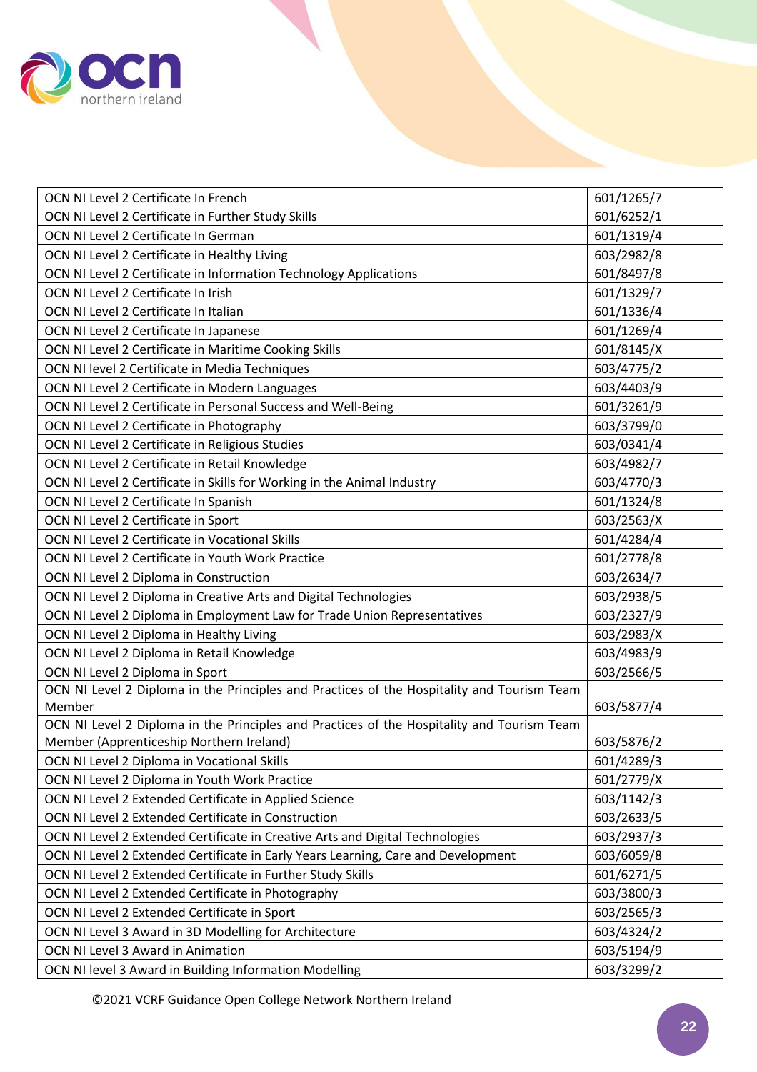| OCN NI Level 2 Certificate In French | 601/1265/7 |
|---|---|
| OCN NI Level 2 Certificate in Further Study Skills | 601/6252/1 |
| OCN NI Level 2 Certificate In German | 601/1319/4 |
| OCN NI Level 2 Certificate in Healthy Living | 603/2982/8 |
| OCN NI Level 2 Certificate in Information Technology Applications | 601/8497/8 |
| OCN NI Level 2 Certificate In Irish | 601/1329/7 |
| OCN NI Level 2 Certificate In Italian | 601/1336/4 |
| OCN NI Level 2 Certificate In Japanese | 601/1269/4 |
| OCN NI Level 2 Certificate in Maritime Cooking Skills | 601/8145/X |
| OCN NI level 2 Certificate in Media Techniques | 603/4775/2 |
| OCN NI Level 2 Certificate in Modern Languages | 603/4403/9 |
| OCN NI Level 2 Certificate in Personal Success and Well-Being | 601/3261/9 |
| OCN NI Level 2 Certificate in Photography | 603/3799/0 |
| OCN NI Level 2 Certificate in Religious Studies | 603/0341/4 |
| OCN NI Level 2 Certificate in Retail Knowledge | 603/4982/7 |
| OCN NI Level 2 Certificate in Skills for Working in the Animal Industry | 603/4770/3 |
| OCN NI Level 2 Certificate In Spanish | 601/1324/8 |
| OCN NI Level 2 Certificate in Sport | 603/2563/X |
| OCN NI Level 2 Certificate in Vocational Skills | 601/4284/4 |
| OCN NI Level 2 Certificate in Youth Work Practice | 601/2778/8 |
| OCN NI Level 2 Diploma in Construction | 603/2634/7 |
| OCN NI Level 2 Diploma in Creative Arts and Digital Technologies | 603/2938/5 |
| OCN NI Level 2 Diploma in Employment Law for Trade Union Representatives | 603/2327/9 |
| OCN NI Level 2 Diploma in Healthy Living | 603/2983/X |
| OCN NI Level 2 Diploma in Retail Knowledge | 603/4983/9 |
| OCN NI Level 2 Diploma in Sport | 603/2566/5 |
| OCN NI Level 2 Diploma in the Principles and Practices of the Hospitality and Tourism Team Member | 603/5877/4 |
| OCN NI Level 2 Diploma in the Principles and Practices of the Hospitality and Tourism Team Member (Apprenticeship Northern Ireland) | 603/5876/2 |
| OCN NI Level 2 Diploma in Vocational Skills | 601/4289/3 |
| OCN NI Level 2 Diploma in Youth Work Practice | 601/2779/X |
| OCN NI Level 2 Extended Certificate in Applied Science | 603/1142/3 |
| OCN NI Level 2 Extended Certificate in Construction | 603/2633/5 |
| OCN NI Level 2 Extended Certificate in Creative Arts and Digital Technologies | 603/2937/3 |
| OCN NI Level 2 Extended Certificate in Early Years Learning, Care and Development | 603/6059/8 |
| OCN NI Level 2 Extended Certificate in Further Study Skills | 601/6271/5 |
| OCN NI Level 2 Extended Certificate in Photography | 603/3800/3 |
| OCN NI Level 2 Extended Certificate in Sport | 603/2565/3 |
| OCN NI Level 3 Award in 3D Modelling for Architecture | 603/4324/2 |
| OCN NI Level 3 Award in Animation | 603/5194/9 |
| OCN NI level 3 Award in Building Information Modelling | 603/3299/2 |

©2021 VCRF Guidance Open College Network Northern Ireland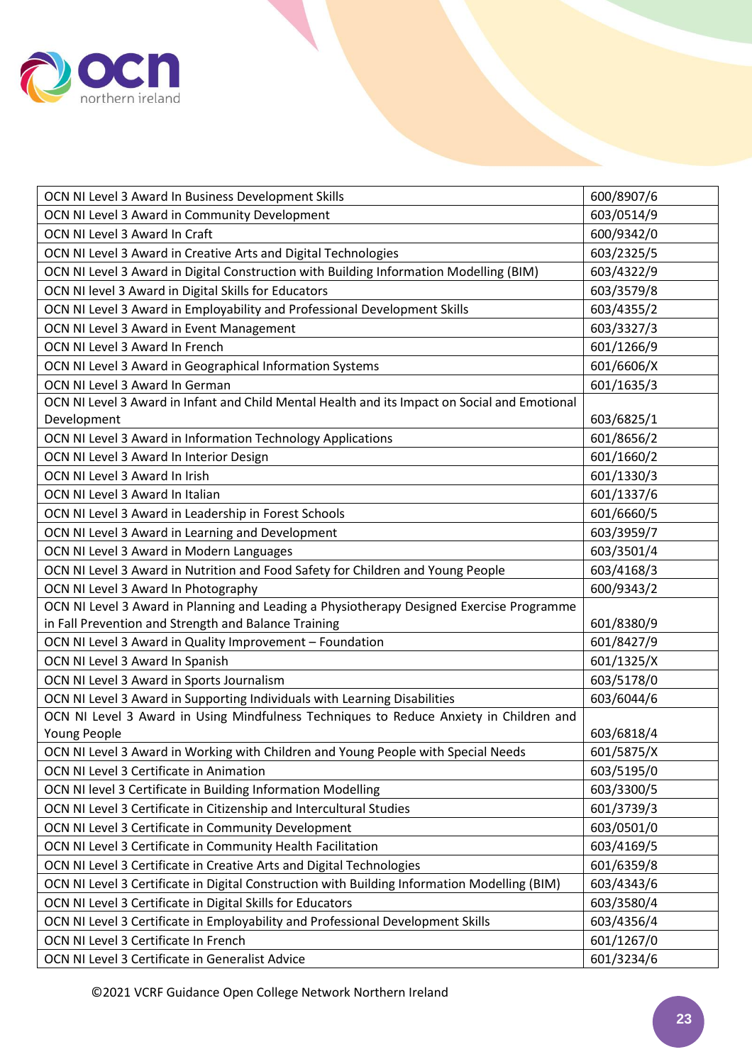| OCN NI Level 3 Award In Business Development Skills | 600/8907/6 |
|---|---|
| OCN NI Level 3 Award in Community Development | 603/0514/9 |
| OCN NI Level 3 Award In Craft | 600/9342/0 |
| OCN NI Level 3 Award in Creative Arts and Digital Technologies | 603/2325/5 |
| OCN NI Level 3 Award in Digital Construction with Building Information Modelling (BIM) | 603/4322/9 |
| OCN NI level 3 Award in Digital Skills for Educators | 603/3579/8 |
| OCN NI Level 3 Award in Employability and Professional Development Skills | 603/4355/2 |
| OCN NI Level 3 Award in Event Management | 603/3327/3 |
| OCN NI Level 3 Award In French | 601/1266/9 |
| OCN NI Level 3 Award in Geographical Information Systems | 601/6606/X |
| OCN NI Level 3 Award In German | 601/1635/3 |
| OCN NI Level 3 Award in Infant and Child Mental Health and its Impact on Social and Emotional Development | 603/6825/1 |
| OCN NI Level 3 Award in Information Technology Applications | 601/8656/2 |
| OCN NI Level 3 Award In Interior Design | 601/1660/2 |
| OCN NI Level 3 Award In Irish | 601/1330/3 |
| OCN NI Level 3 Award In Italian | 601/1337/6 |
| OCN NI Level 3 Award in Leadership in Forest Schools | 601/6660/5 |
| OCN NI Level 3 Award in Learning and Development | 603/3959/7 |
| OCN NI Level 3 Award in Modern Languages | 603/3501/4 |
| OCN NI Level 3 Award in Nutrition and Food Safety for Children and Young People | 603/4168/3 |
| OCN NI Level 3 Award In Photography | 600/9343/2 |
| OCN NI Level 3 Award in Planning and Leading a Physiotherapy Designed Exercise Programme in Fall Prevention and Strength and Balance Training | 601/8380/9 |
| OCN NI Level 3 Award in Quality Improvement – Foundation | 601/8427/9 |
| OCN NI Level 3 Award In Spanish | 601/1325/X |
| OCN NI Level 3 Award in Sports Journalism | 603/5178/0 |
| OCN NI Level 3 Award in Supporting Individuals with Learning Disabilities | 603/6044/6 |
| OCN NI Level 3 Award in Using Mindfulness Techniques to Reduce Anxiety in Children and Young People | 603/6818/4 |
| OCN NI Level 3 Award in Working with Children and Young People with Special Needs | 601/5875/X |
| OCN NI Level 3 Certificate in Animation | 603/5195/0 |
| OCN NI level 3 Certificate in Building Information Modelling | 603/3300/5 |
| OCN NI Level 3 Certificate in Citizenship and Intercultural Studies | 601/3739/3 |
| OCN NI Level 3 Certificate in Community Development | 603/0501/0 |
| OCN NI Level 3 Certificate in Community Health Facilitation | 603/4169/5 |
| OCN NI Level 3 Certificate in Creative Arts and Digital Technologies | 601/6359/8 |
| OCN NI Level 3 Certificate in Digital Construction with Building Information Modelling (BIM) | 603/4343/6 |
| OCN NI Level 3 Certificate in Digital Skills for Educators | 603/3580/4 |
| OCN NI Level 3 Certificate in Employability and Professional Development Skills | 603/4356/4 |
| OCN NI Level 3 Certificate In French | 601/1267/0 |
| OCN NI Level 3 Certificate in Generalist Advice | 601/3234/6 |

©2021 VCRF Guidance Open College Network Northern Ireland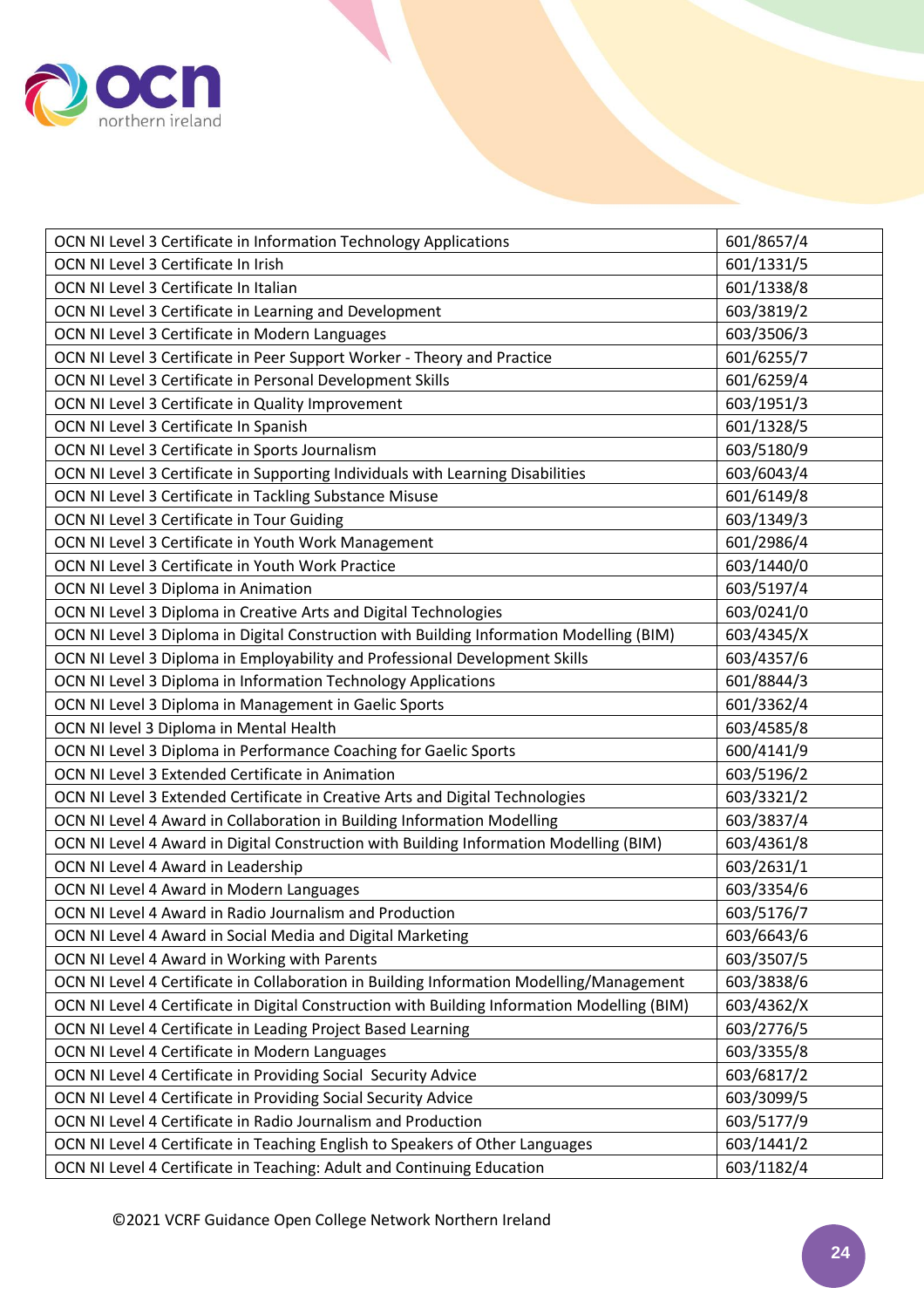| | |
|---|---|
| OCN NI Level 3 Certificate in Information Technology Applications | 601/8657/4 |
| OCN NI Level 3 Certificate In Irish | 601/1331/5 |
| OCN NI Level 3 Certificate In Italian | 601/1338/8 |
| OCN NI Level 3 Certificate in Learning and Development | 603/3819/2 |
| OCN NI Level 3 Certificate in Modern Languages | 603/3506/3 |
| OCN NI Level 3 Certificate in Peer Support Worker - Theory and Practice | 601/6255/7 |
| OCN NI Level 3 Certificate in Personal Development Skills | 601/6259/4 |
| OCN NI Level 3 Certificate in Quality Improvement | 603/1951/3 |
| OCN NI Level 3 Certificate In Spanish | 601/1328/5 |
| OCN NI Level 3 Certificate in Sports Journalism | 603/5180/9 |
| OCN NI Level 3 Certificate in Supporting Individuals with Learning Disabilities | 603/6043/4 |
| OCN NI Level 3 Certificate in Tackling Substance Misuse | 601/6149/8 |
| OCN NI Level 3 Certificate in Tour Guiding | 603/1349/3 |
| OCN NI Level 3 Certificate in Youth Work Management | 601/2986/4 |
| OCN NI Level 3 Certificate in Youth Work Practice | 603/1440/0 |
| OCN NI Level 3 Diploma in Animation | 603/5197/4 |
| OCN NI Level 3 Diploma in Creative Arts and Digital Technologies | 603/0241/0 |
| OCN NI Level 3 Diploma in Digital Construction with Building Information Modelling (BIM) | 603/4345/X |
| OCN NI Level 3 Diploma in Employability and Professional Development Skills | 603/4357/6 |
| OCN NI Level 3 Diploma in Information Technology Applications | 601/8844/3 |
| OCN NI Level 3 Diploma in Management in Gaelic Sports | 601/3362/4 |
| OCN NI level 3 Diploma in Mental Health | 603/4585/8 |
| OCN NI Level 3 Diploma in Performance Coaching for Gaelic Sports | 600/4141/9 |
| OCN NI Level 3 Extended Certificate in Animation | 603/5196/2 |
| OCN NI Level 3 Extended Certificate in Creative Arts and Digital Technologies | 603/3321/2 |
| OCN NI Level 4 Award in Collaboration in Building Information Modelling | 603/3837/4 |
| OCN NI Level 4 Award in Digital Construction with Building Information Modelling (BIM) | 603/4361/8 |
| OCN NI Level 4 Award in Leadership | 603/2631/1 |
| OCN NI Level 4 Award in Modern Languages | 603/3354/6 |
| OCN NI Level 4 Award in Radio Journalism and Production | 603/5176/7 |
| OCN NI Level 4 Award in Social Media and Digital Marketing | 603/6643/6 |
| OCN NI Level 4 Award in Working with Parents | 603/3507/5 |
| OCN NI Level 4 Certificate in Collaboration in Building Information Modelling/Management | 603/3838/6 |
| OCN NI Level 4 Certificate in Digital Construction with Building Information Modelling (BIM) | 603/4362/X |
| OCN NI Level 4 Certificate in Leading Project Based Learning | 603/2776/5 |
| OCN NI Level 4 Certificate in Modern Languages | 603/3355/8 |
| OCN NI Level 4 Certificate in Providing Social Security Advice | 603/6817/2 |
| OCN NI Level 4 Certificate in Providing Social Security Advice | 603/3099/5 |
| OCN NI Level 4 Certificate in Radio Journalism and Production | 603/5177/9 |
| OCN NI Level 4 Certificate in Teaching English to Speakers of Other Languages | 603/1441/2 |
| OCN NI Level 4 Certificate in Teaching: Adult and Continuing Education | 603/1182/4 |

©2021 VCRF Guidance Open College Network Northern Ireland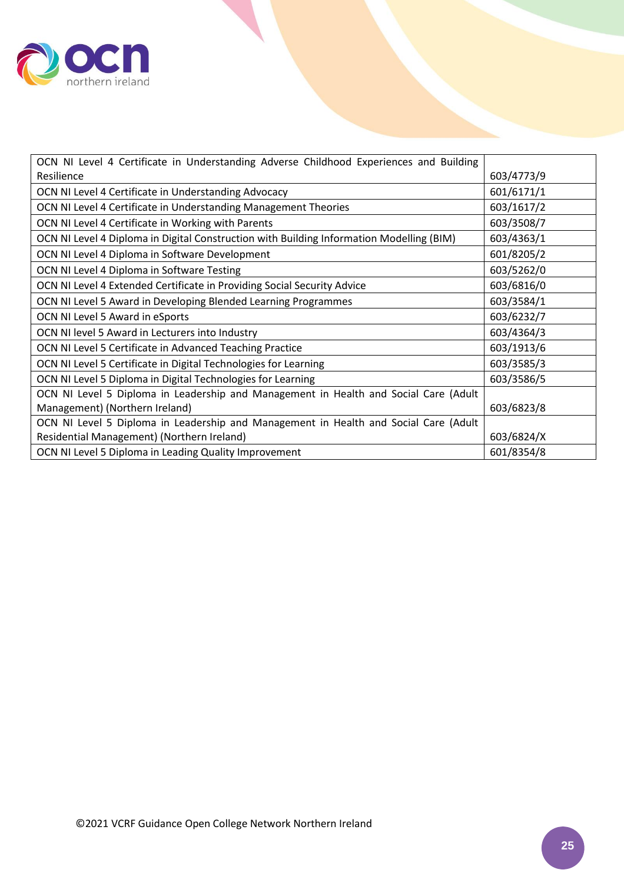| | |
|---|---|
| OCN NI Level 4 Certificate in Understanding Adverse Childhood Experiences and Building Resilience | 603/4773/9 |
| OCN NI Level 4 Certificate in Understanding Advocacy | 601/6171/1 |
| OCN NI Level 4 Certificate in Understanding Management Theories | 603/1617/2 |
| OCN NI Level 4 Certificate in Working with Parents | 603/3508/7 |
| OCN NI Level 4 Diploma in Digital Construction with Building Information Modelling (BIM) | 603/4363/1 |
| OCN NI Level 4 Diploma in Software Development | 601/8205/2 |
| OCN NI Level 4 Diploma in Software Testing | 603/5262/0 |
| OCN NI Level 4 Extended Certificate in Providing Social Security Advice | 603/6816/0 |
| OCN NI Level 5 Award in Developing Blended Learning Programmes | 603/3584/1 |
| OCN NI Level 5 Award in eSports | 603/6232/7 |
| OCN NI level 5 Award in Lecturers into Industry | 603/4364/3 |
| OCN NI Level 5 Certificate in Advanced Teaching Practice | 603/1913/6 |
| OCN NI Level 5 Certificate in Digital Technologies for Learning | 603/3585/3 |
| OCN NI Level 5 Diploma in Digital Technologies for Learning | 603/3586/5 |
| OCN NI Level 5 Diploma in Leadership and Management in Health and Social Care (Adult Management) (Northern Ireland) | 603/6823/8 |
| OCN NI Level 5 Diploma in Leadership and Management in Health and Social Care (Adult Residential Management) (Northern Ireland) | 603/6824/X |
| OCN NI Level 5 Diploma in Leading Quality Improvement | 601/8354/8 |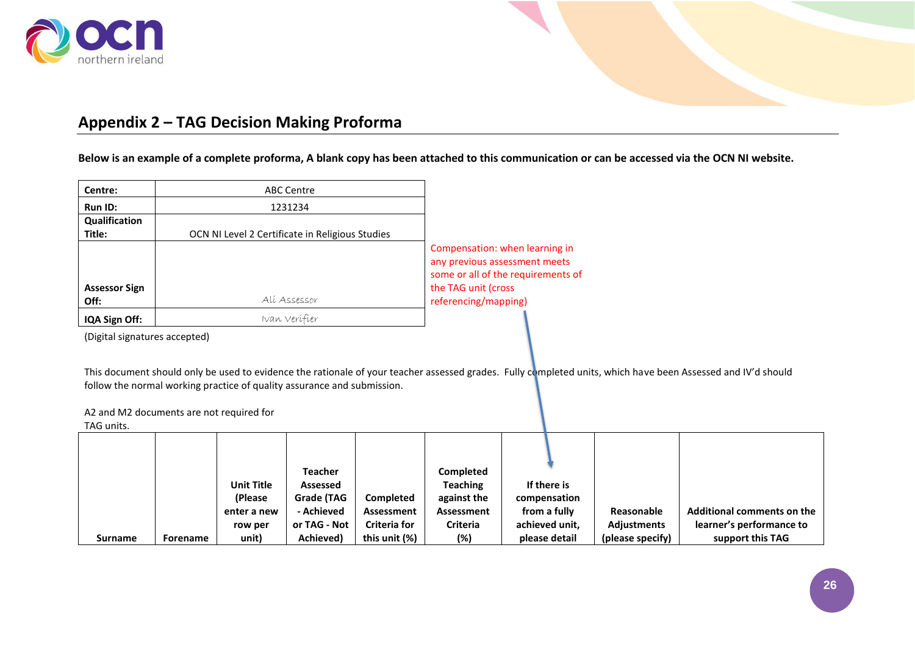## Appendix 2 – TAG Decision Making Proforma

**Below is an example of a complete proforma, A blank copy has been attached to this communication or can be accessed via the OCN NI website.**

| **Centre:** | ABC Centre |
|---|---|
| **Run ID:** | 1231234 |
| **Qualification Title:** | OCN NI Level 2 Certificate in Religious Studies |
| **Assessor Sign Off:** | *Ali Assessor* |
| **IQA Sign Off:** | *Ivan Verifier* |

(Digital signatures accepted)

Compensation: when learning in any previous assessment meets some or all of the requirements of the TAG unit (cross referencing/mapping)

This document should only be used to evidence the rationale of your teacher assessed grades. Fully completed units, which have been Assessed and IV'd should follow the normal working practice of quality assurance and submission.

A2 and M2 documents are not required for TAG units.

| Surname | Forename | Unit Title (Please enter a new row per unit) | Teacher Assessed Grade (TAG - Achieved or TAG - Not Achieved) | Completed Assessment Criteria for this unit (%) | Completed Teaching against the Assessment Criteria (%) | If there is compensation from a fully achieved unit, please detail | Reasonable Adjustments (please specify) | Additional comments on the learner's performance to support this TAG |
|---|---|---|---|---|---|---|---|---|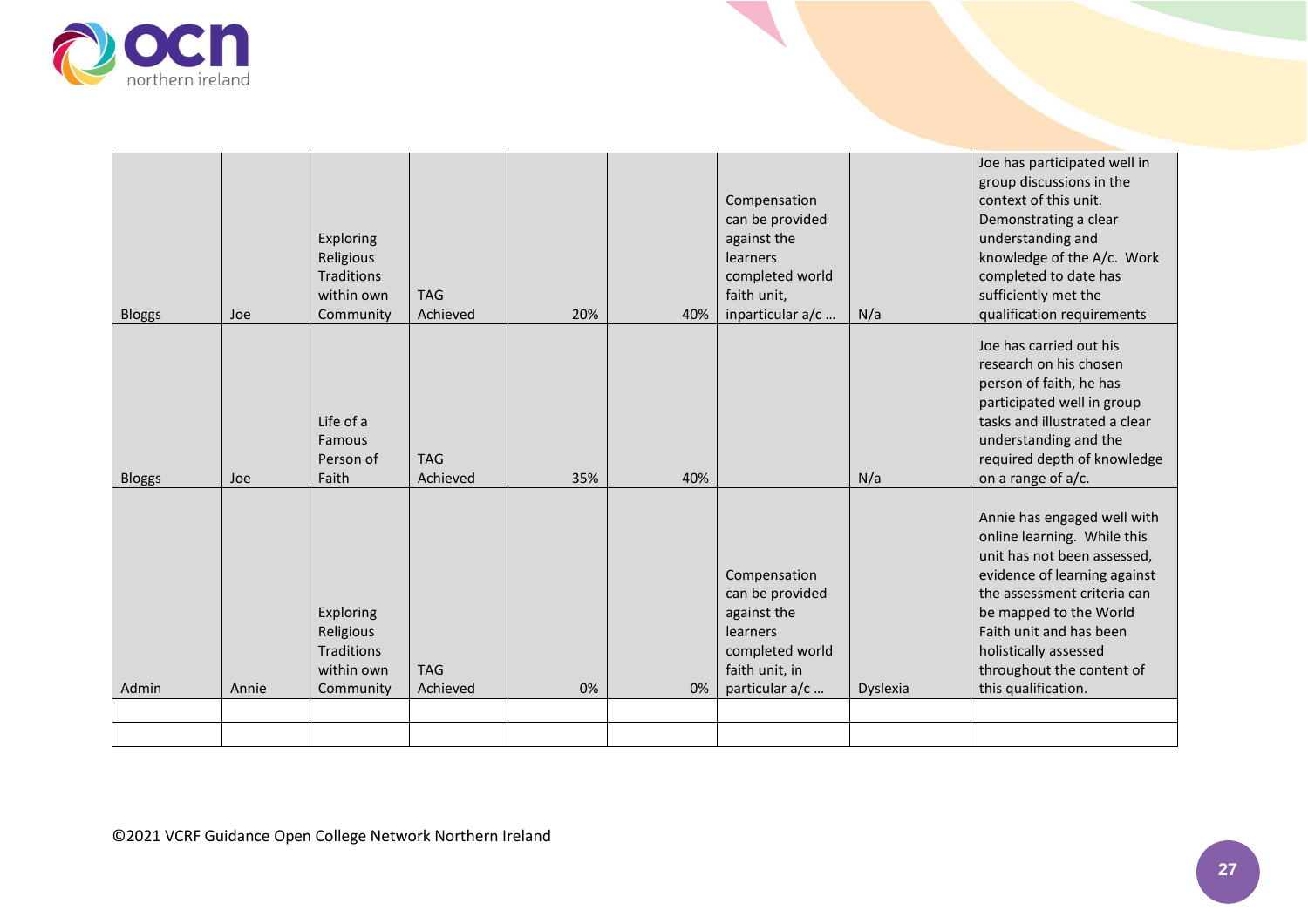| | | | | | | | | |
|---|---|---|---|---|---|---|---|---|
| Bloggs | Joe | Exploring Religious Traditions within own Community | TAG Achieved | 20% | 40% | Compensation can be provided against the learners completed world faith unit, inparticular a/c … | N/a | Joe has participated well in group discussions in the context of this unit. Demonstrating a clear understanding and knowledge of the A/c. Work completed to date has sufficiently met the qualification requirements |
| Bloggs | Joe | Life of a Famous Person of Faith | TAG Achieved | 35% | 40% | | N/a | Joe has carried out his research on his chosen person of faith, he has participated well in group tasks and illustrated a clear understanding and the required depth of knowledge on a range of a/c. |
| Admin | Annie | Exploring Religious Traditions within own Community | TAG Achieved | 0% | 0% | Compensation can be provided against the learners completed world faith unit, in particular a/c … | Dyslexia | Annie has engaged well with online learning. While this unit has not been assessed, evidence of learning against the assessment criteria can be mapped to the World Faith unit and has been holistically assessed throughout the content of this qualification. |
| | | | | | | | | |
| | | | | | | | | |

©2021 VCRF Guidance Open College Network Northern Ireland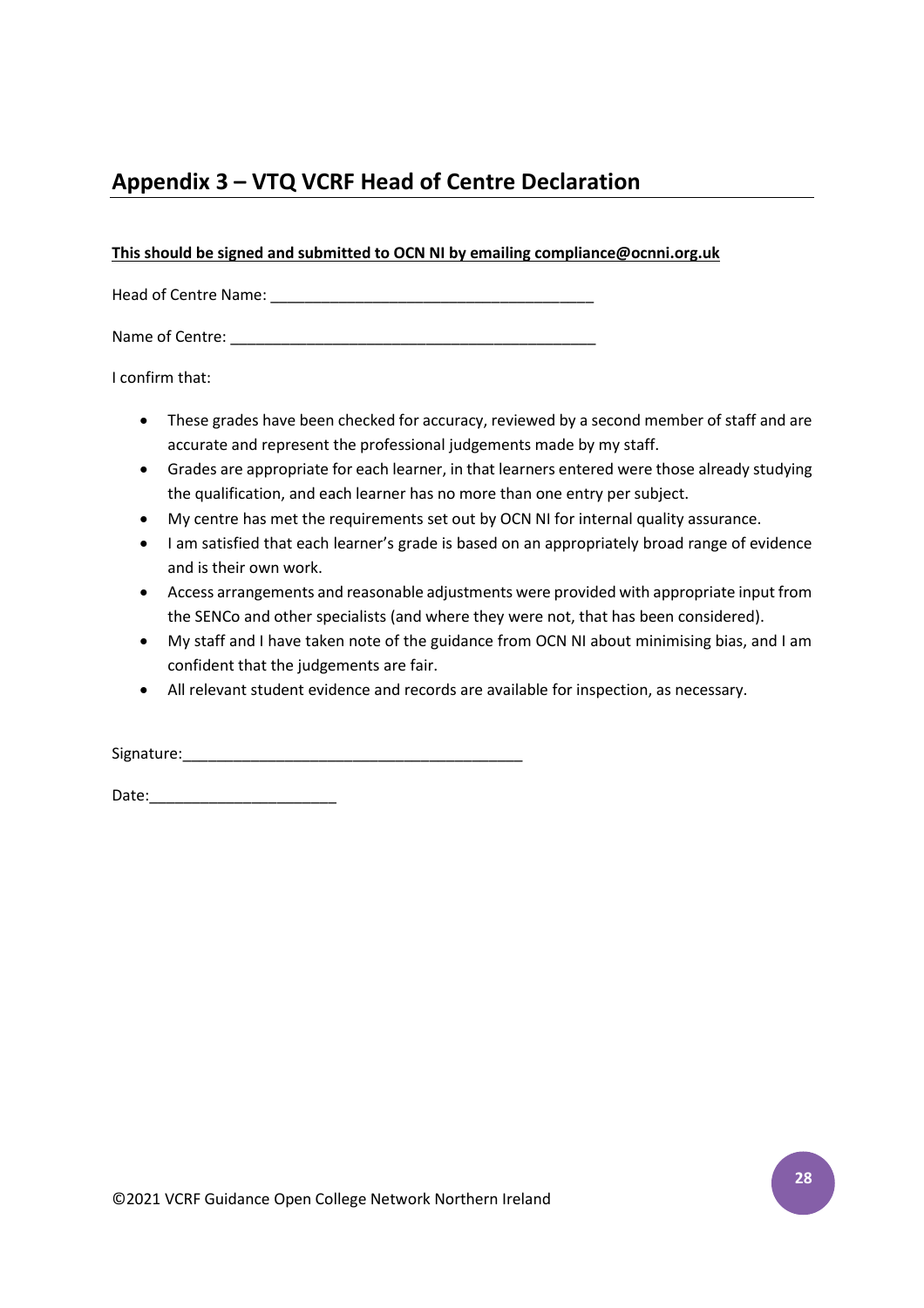## Appendix 3 – VTQ VCRF Head of Centre Declaration

**This should be signed and submitted to OCN NI by emailing compliance@ocnni.org.uk**

Head of Centre Name: ______________________________________

Name of Centre: ___________________________________________

I confirm that:

- These grades have been checked for accuracy, reviewed by a second member of staff and are accurate and represent the professional judgements made by my staff.
- Grades are appropriate for each learner, in that learners entered were those already studying the qualification, and each learner has no more than one entry per subject.
- My centre has met the requirements set out by OCN NI for internal quality assurance.
- I am satisfied that each learner's grade is based on an appropriately broad range of evidence and is their own work.
- Access arrangements and reasonable adjustments were provided with appropriate input from the SENCo and other specialists (and where they were not, that has been considered).
- My staff and I have taken note of the guidance from OCN NI about minimising bias, and I am confident that the judgements are fair.
- All relevant student evidence and records are available for inspection, as necessary.

Signature:________________________________________

Date:______________________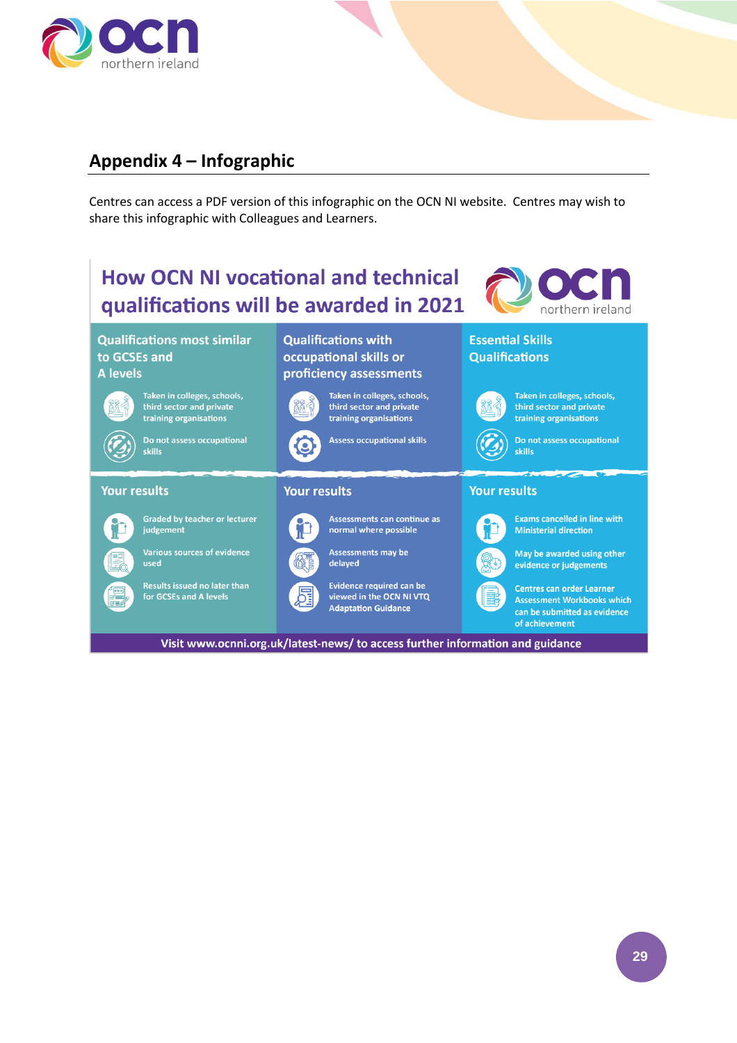## Appendix 4 – Infographic

Centres can access a PDF version of this infographic on the OCN NI website. Centres may wish to share this infographic with Colleagues and Learners.

### How OCN NI vocational and technical qualifications will be awarded in 2021

#### Qualifications most similar to GCSEs and A levels

- Taken in colleges, schools, third sector and private training organisations
- Do not assess occupational skills

**Your results**

- Graded by teacher or lecturer judgement
- Various sources of evidence used
- Results issued no later than for GCSEs and A levels

#### Qualifications with occupational skills or proficiency assessments

- Taken in colleges, schools, third sector and private training organisations
- Assess occupational skills

**Your results**

- Assessments can continue as normal where possible
- Assessments may be delayed
- Evidence required can be viewed in the OCN NI VTQ Adaptation Guidance

#### Essential Skills Qualifications

- Taken in colleges, schools, third sector and private training organisations
- Do not assess occupational skills

**Your results**

- Exams cancelled in line with Ministerial direction
- May be awarded using other evidence or judgements
- Centres can order Learner Assessment Workbooks which can be submitted as evidence of achievement

Visit www.ocnni.org.uk/latest-news/ to access further information and guidance